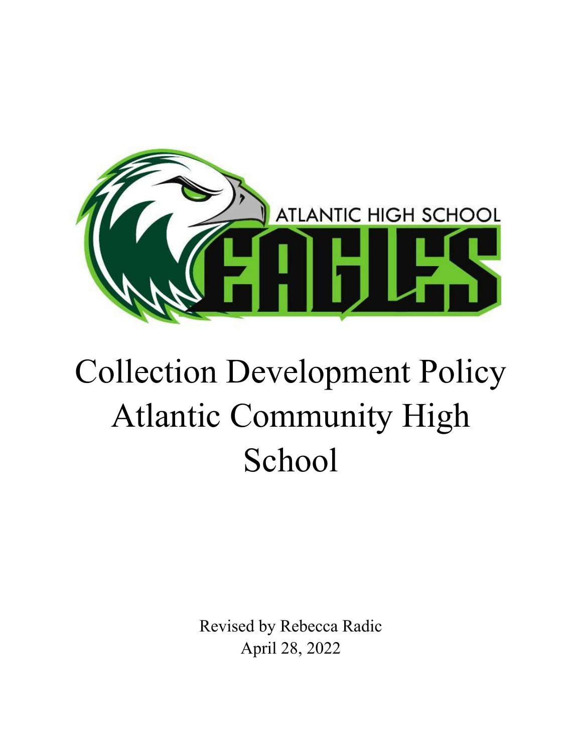# Collection Development Policy Atlantic Community High School

Revised by Rebecca Radic
April 28, 2022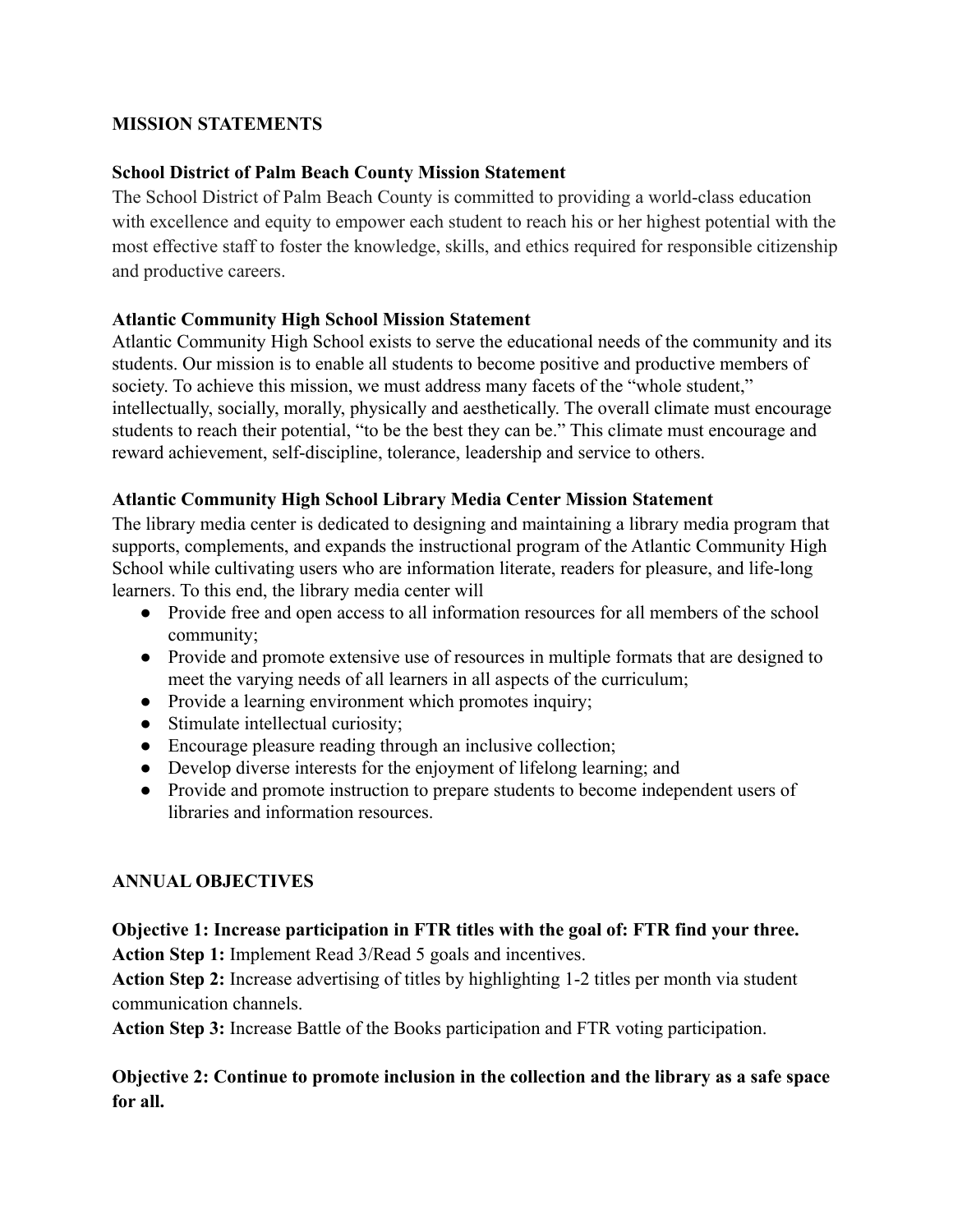## MISSION STATEMENTS

### School District of Palm Beach County Mission Statement

The School District of Palm Beach County is committed to providing a world-class education with excellence and equity to empower each student to reach his or her highest potential with the most effective staff to foster the knowledge, skills, and ethics required for responsible citizenship and productive careers.

### Atlantic Community High School Mission Statement

Atlantic Community High School exists to serve the educational needs of the community and its students. Our mission is to enable all students to become positive and productive members of society. To achieve this mission, we must address many facets of the "whole student," intellectually, socially, morally, physically and aesthetically. The overall climate must encourage students to reach their potential, "to be the best they can be." This climate must encourage and reward achievement, self-discipline, tolerance, leadership and service to others.

### Atlantic Community High School Library Media Center Mission Statement

The library media center is dedicated to designing and maintaining a library media program that supports, complements, and expands the instructional program of the Atlantic Community High School while cultivating users who are information literate, readers for pleasure, and life-long learners. To this end, the library media center will

- Provide free and open access to all information resources for all members of the school community;
- Provide and promote extensive use of resources in multiple formats that are designed to meet the varying needs of all learners in all aspects of the curriculum;
- Provide a learning environment which promotes inquiry;
- Stimulate intellectual curiosity;
- Encourage pleasure reading through an inclusive collection;
- Develop diverse interests for the enjoyment of lifelong learning; and
- Provide and promote instruction to prepare students to become independent users of libraries and information resources.

## ANNUAL OBJECTIVES

### Objective 1: Increase participation in FTR titles with the goal of: FTR find your three.

**Action Step 1:** Implement Read 3/Read 5 goals and incentives.

**Action Step 2:** Increase advertising of titles by highlighting 1-2 titles per month via student communication channels.

**Action Step 3:** Increase Battle of the Books participation and FTR voting participation.

### Objective 2: Continue to promote inclusion in the collection and the library as a safe space for all.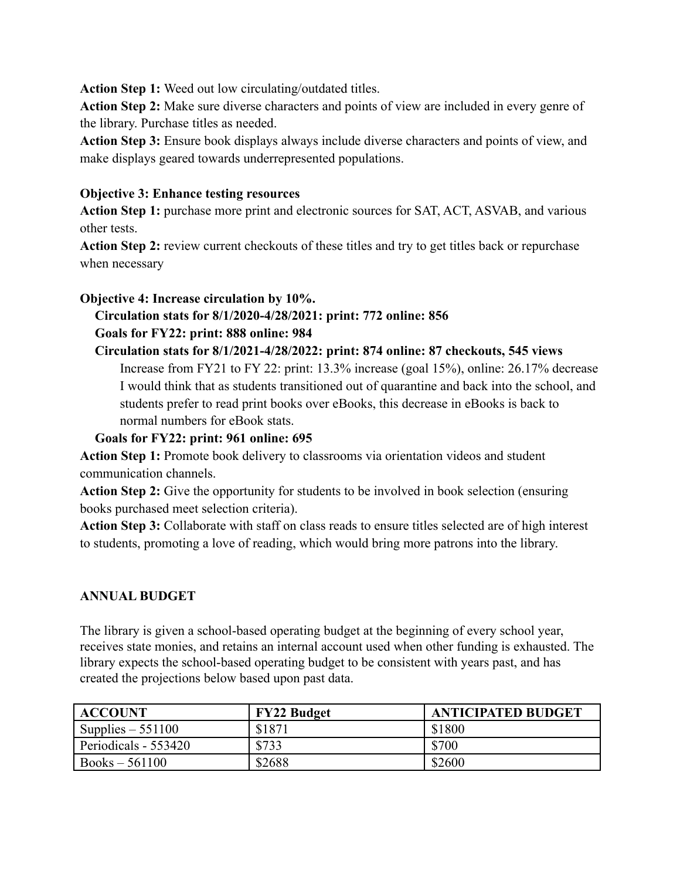**Action Step 1:** Weed out low circulating/outdated titles.
**Action Step 2:** Make sure diverse characters and points of view are included in every genre of the library. Purchase titles as needed.
**Action Step 3:** Ensure book displays always include diverse characters and points of view, and make displays geared towards underrepresented populations.

**Objective 3: Enhance testing resources**
**Action Step 1:** purchase more print and electronic sources for SAT, ACT, ASVAB, and various other tests.
**Action Step 2:** review current checkouts of these titles and try to get titles back or repurchase when necessary

**Objective 4: Increase circulation by 10%.**

- **Circulation stats for 8/1/2020-4/28/2021: print: 772 online: 856**
- **Goals for FY22: print: 888 online: 984**
- **Circulation stats for 8/1/2021-4/28/2022: print: 874 online: 87 checkouts, 545 views**
  - Increase from FY21 to FY 22: print: 13.3% increase (goal 15%), online: 26.17% decrease
  - I would think that as students transitioned out of quarantine and back into the school, and students prefer to read print books over eBooks, this decrease in eBooks is back to normal numbers for eBook stats.
- **Goals for FY22: print: 961 online: 695**

**Action Step 1:** Promote book delivery to classrooms via orientation videos and student communication channels.
**Action Step 2:** Give the opportunity for students to be involved in book selection (ensuring books purchased meet selection criteria).
**Action Step 3:** Collaborate with staff on class reads to ensure titles selected are of high interest to students, promoting a love of reading, which would bring more patrons into the library.

**ANNUAL BUDGET**

The library is given a school-based operating budget at the beginning of every school year, receives state monies, and retains an internal account used when other funding is exhausted. The library expects the school-based operating budget to be consistent with years past, and has created the projections below based upon past data.

| ACCOUNT | FY22 Budget | ANTICIPATED BUDGET |
|---|---|---|
| Supplies – 551100 | $1871 | $1800 |
| Periodicals - 553420 | $733 | $700 |
| Books – 561100 | $2688 | $2600 |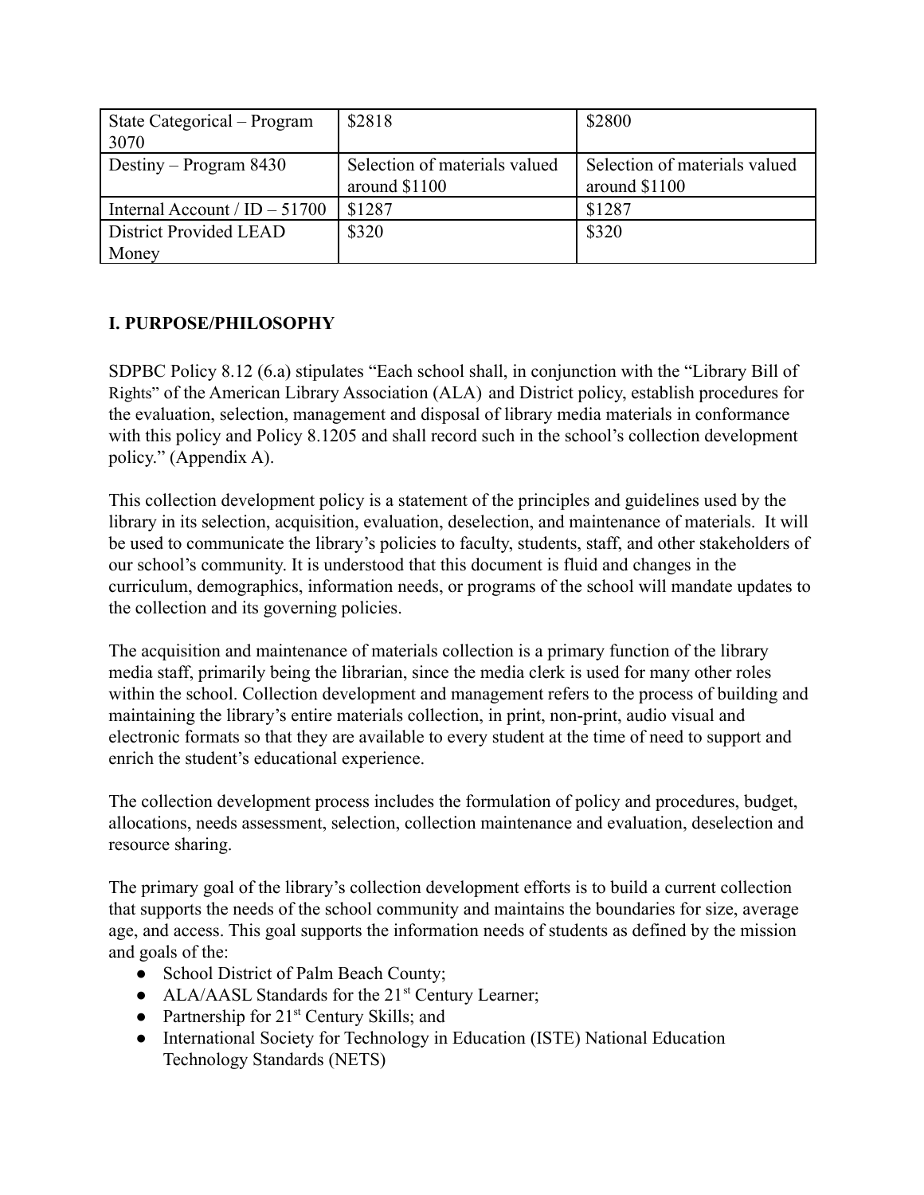| State Categorical – Program 3070 | $2818 | $2800 |
|---|---|---|
| Destiny – Program 8430 | Selection of materials valued around $1100 | Selection of materials valued around $1100 |
| Internal Account / ID – 51700 | $1287 | $1287 |
| District Provided LEAD Money | $320 | $320 |

### I. PURPOSE/PHILOSOPHY

SDPBC Policy 8.12 (6.a) stipulates "Each school shall, in conjunction with the "Library Bill of Rights" of the American Library Association (ALA) and District policy, establish procedures for the evaluation, selection, management and disposal of library media materials in conformance with this policy and Policy 8.1205 and shall record such in the school's collection development policy." (Appendix A).

This collection development policy is a statement of the principles and guidelines used by the library in its selection, acquisition, evaluation, deselection, and maintenance of materials. It will be used to communicate the library's policies to faculty, students, staff, and other stakeholders of our school's community. It is understood that this document is fluid and changes in the curriculum, demographics, information needs, or programs of the school will mandate updates to the collection and its governing policies.

The acquisition and maintenance of materials collection is a primary function of the library media staff, primarily being the librarian, since the media clerk is used for many other roles within the school. Collection development and management refers to the process of building and maintaining the library's entire materials collection, in print, non-print, audio visual and electronic formats so that they are available to every student at the time of need to support and enrich the student's educational experience.

The collection development process includes the formulation of policy and procedures, budget, allocations, needs assessment, selection, collection maintenance and evaluation, deselection and resource sharing.

The primary goal of the library's collection development efforts is to build a current collection that supports the needs of the school community and maintains the boundaries for size, average age, and access. This goal supports the information needs of students as defined by the mission and goals of the:

- School District of Palm Beach County;
- ALA/AASL Standards for the 21st Century Learner;
- Partnership for 21st Century Skills; and
- International Society for Technology in Education (ISTE) National Education Technology Standards (NETS)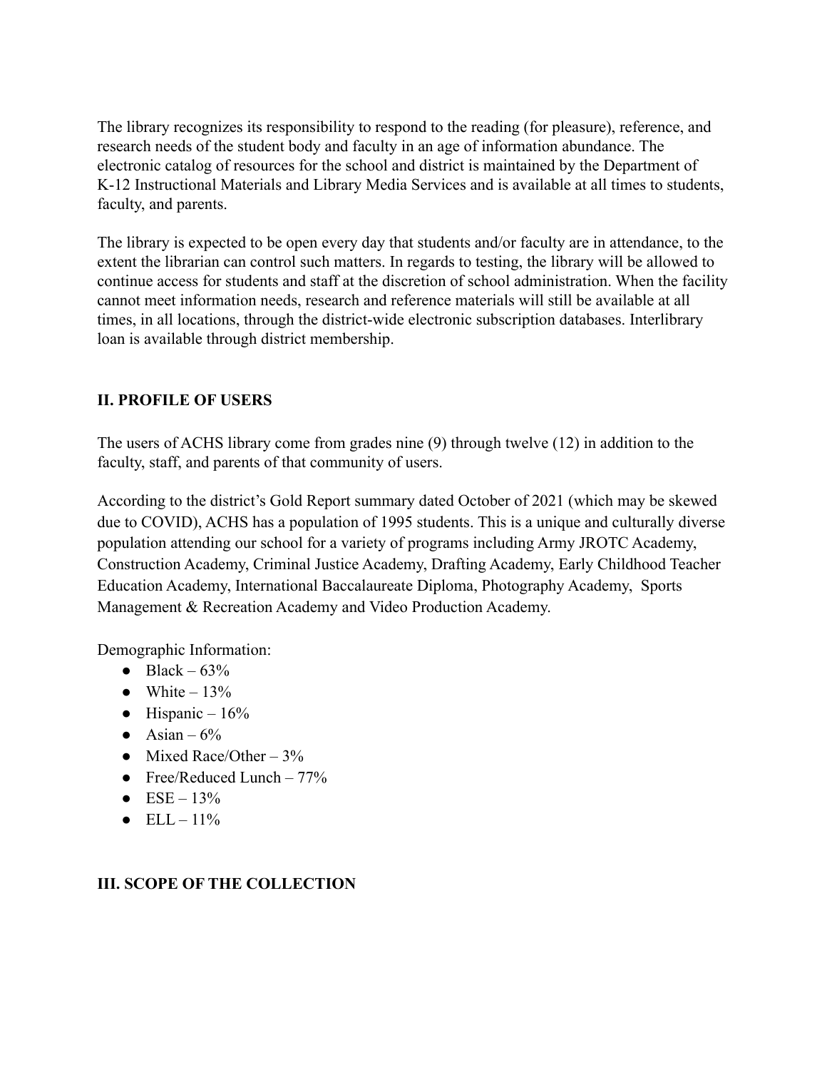The library recognizes its responsibility to respond to the reading (for pleasure), reference, and research needs of the student body and faculty in an age of information abundance. The electronic catalog of resources for the school and district is maintained by the Department of K-12 Instructional Materials and Library Media Services and is available at all times to students, faculty, and parents.

The library is expected to be open every day that students and/or faculty are in attendance, to the extent the librarian can control such matters. In regards to testing, the library will be allowed to continue access for students and staff at the discretion of school administration. When the facility cannot meet information needs, research and reference materials will still be available at all times, in all locations, through the district-wide electronic subscription databases. Interlibrary loan is available through district membership.

## II. PROFILE OF USERS

The users of ACHS library come from grades nine (9) through twelve (12) in addition to the faculty, staff, and parents of that community of users.

According to the district's Gold Report summary dated October of 2021 (which may be skewed due to COVID), ACHS has a population of 1995 students. This is a unique and culturally diverse population attending our school for a variety of programs including Army JROTC Academy, Construction Academy, Criminal Justice Academy, Drafting Academy, Early Childhood Teacher Education Academy, International Baccalaureate Diploma, Photography Academy, Sports Management & Recreation Academy and Video Production Academy.

Demographic Information:

- Black – 63%
- White – 13%
- Hispanic – 16%
- Asian – 6%
- Mixed Race/Other – 3%
- Free/Reduced Lunch – 77%
- ESE – 13%
- ELL – 11%

## III. SCOPE OF THE COLLECTION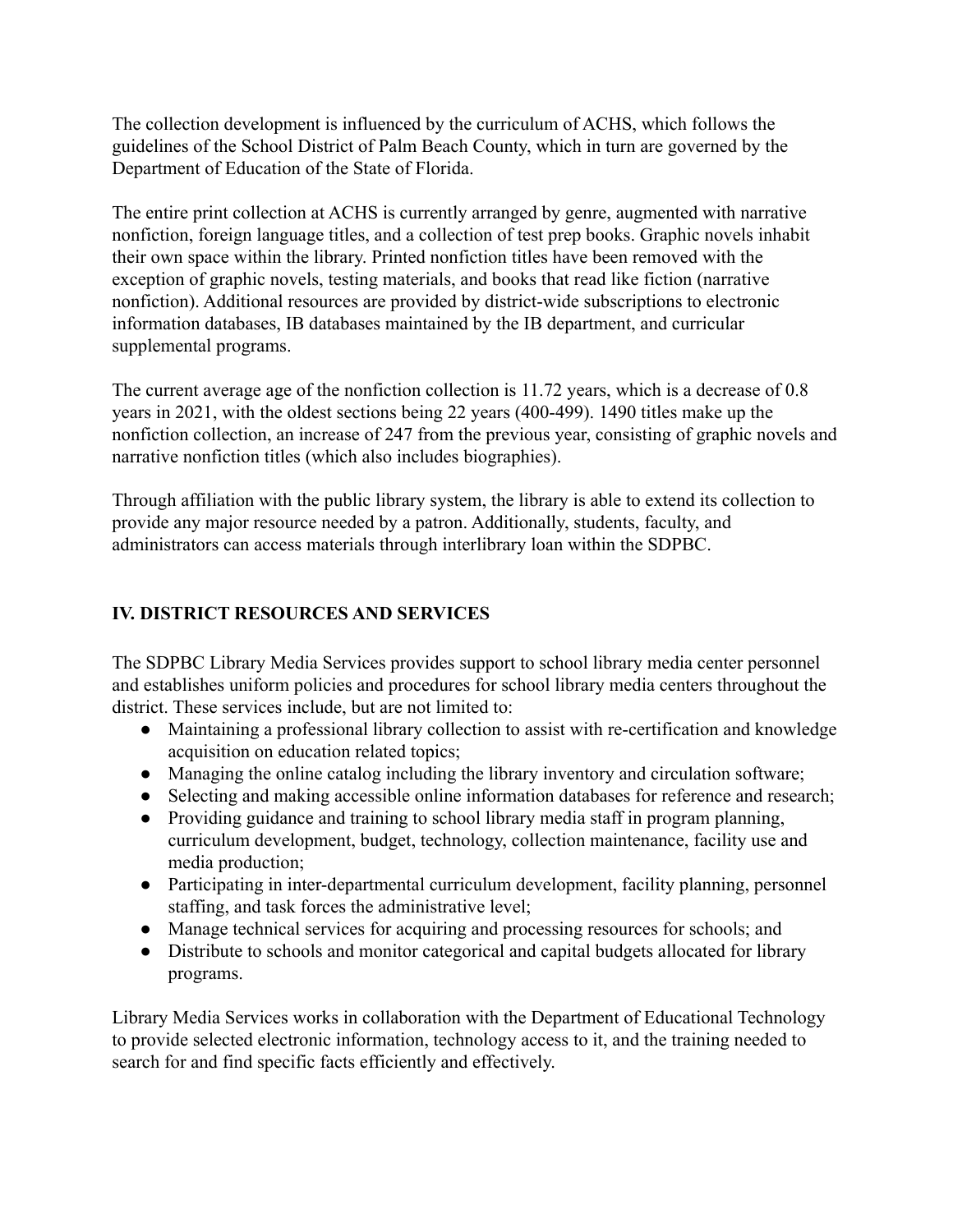The collection development is influenced by the curriculum of ACHS, which follows the guidelines of the School District of Palm Beach County, which in turn are governed by the Department of Education of the State of Florida.

The entire print collection at ACHS is currently arranged by genre, augmented with narrative nonfiction, foreign language titles, and a collection of test prep books. Graphic novels inhabit their own space within the library. Printed nonfiction titles have been removed with the exception of graphic novels, testing materials, and books that read like fiction (narrative nonfiction). Additional resources are provided by district-wide subscriptions to electronic information databases, IB databases maintained by the IB department, and curricular supplemental programs.

The current average age of the nonfiction collection is 11.72 years, which is a decrease of 0.8 years in 2021, with the oldest sections being 22 years (400-499). 1490 titles make up the nonfiction collection, an increase of 247 from the previous year, consisting of graphic novels and narrative nonfiction titles (which also includes biographies).

Through affiliation with the public library system, the library is able to extend its collection to provide any major resource needed by a patron. Additionally, students, faculty, and administrators can access materials through interlibrary loan within the SDPBC.

## IV. DISTRICT RESOURCES AND SERVICES

The SDPBC Library Media Services provides support to school library media center personnel and establishes uniform policies and procedures for school library media centers throughout the district. These services include, but are not limited to:

- Maintaining a professional library collection to assist with re-certification and knowledge acquisition on education related topics;
- Managing the online catalog including the library inventory and circulation software;
- Selecting and making accessible online information databases for reference and research;
- Providing guidance and training to school library media staff in program planning, curriculum development, budget, technology, collection maintenance, facility use and media production;
- Participating in inter-departmental curriculum development, facility planning, personnel staffing, and task forces the administrative level;
- Manage technical services for acquiring and processing resources for schools; and
- Distribute to schools and monitor categorical and capital budgets allocated for library programs.

Library Media Services works in collaboration with the Department of Educational Technology to provide selected electronic information, technology access to it, and the training needed to search for and find specific facts efficiently and effectively.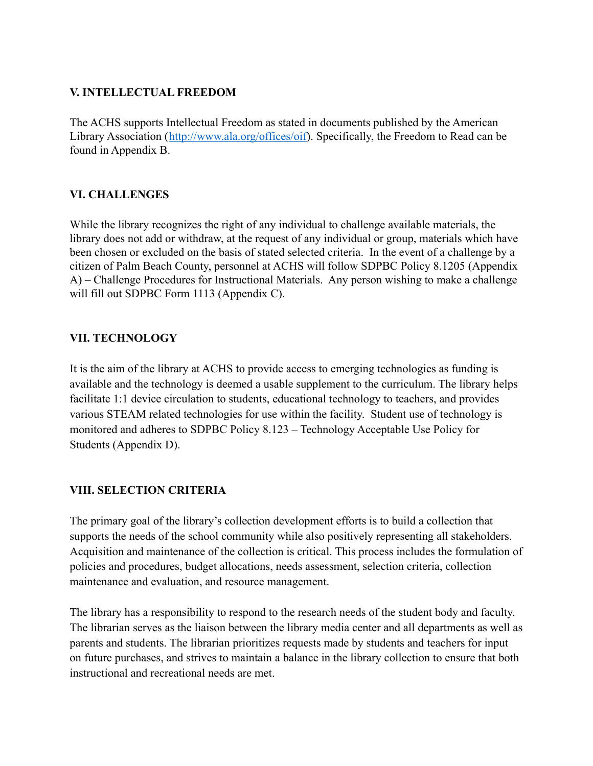## V. INTELLECTUAL FREEDOM

The ACHS supports Intellectual Freedom as stated in documents published by the American Library Association ([http://www.ala.org/offices/oif](http://www.ala.org/offices/oif)). Specifically, the Freedom to Read can be found in Appendix B.

## VI. CHALLENGES

While the library recognizes the right of any individual to challenge available materials, the library does not add or withdraw, at the request of any individual or group, materials which have been chosen or excluded on the basis of stated selected criteria. In the event of a challenge by a citizen of Palm Beach County, personnel at ACHS will follow SDPBC Policy 8.1205 (Appendix A) – Challenge Procedures for Instructional Materials. Any person wishing to make a challenge will fill out SDPBC Form 1113 (Appendix C).

## VII. TECHNOLOGY

It is the aim of the library at ACHS to provide access to emerging technologies as funding is available and the technology is deemed a usable supplement to the curriculum. The library helps facilitate 1:1 device circulation to students, educational technology to teachers, and provides various STEAM related technologies for use within the facility. Student use of technology is monitored and adheres to SDPBC Policy 8.123 – Technology Acceptable Use Policy for Students (Appendix D).

## VIII. SELECTION CRITERIA

The primary goal of the library's collection development efforts is to build a collection that supports the needs of the school community while also positively representing all stakeholders. Acquisition and maintenance of the collection is critical. This process includes the formulation of policies and procedures, budget allocations, needs assessment, selection criteria, collection maintenance and evaluation, and resource management.

The library has a responsibility to respond to the research needs of the student body and faculty. The librarian serves as the liaison between the library media center and all departments as well as parents and students. The librarian prioritizes requests made by students and teachers for input on future purchases, and strives to maintain a balance in the library collection to ensure that both instructional and recreational needs are met.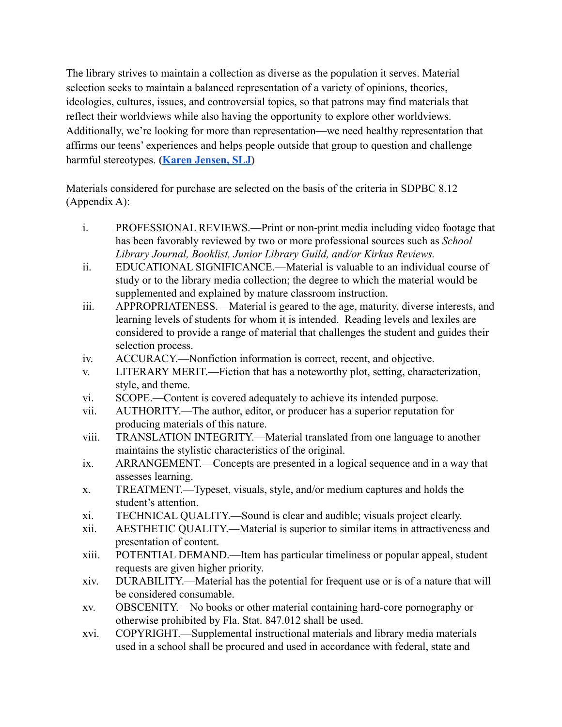The library strives to maintain a collection as diverse as the population it serves. Material selection seeks to maintain a balanced representation of a variety of opinions, theories, ideologies, cultures, issues, and controversial topics, so that patrons may find materials that reflect their worldviews while also having the opportunity to explore other worldviews. Additionally, we're looking for more than representation—we need healthy representation that affirms our teens' experiences and helps people outside that group to question and challenge harmful stereotypes. (**Karen Jensen, SLJ**)

Materials considered for purchase are selected on the basis of the criteria in SDPBC 8.12 (Appendix A):

i. PROFESSIONAL REVIEWS.—Print or non-print media including video footage that has been favorably reviewed by two or more professional sources such as *School Library Journal, Booklist, Junior Library Guild, and/or Kirkus Reviews.*

ii. EDUCATIONAL SIGNIFICANCE.—Material is valuable to an individual course of study or to the library media collection; the degree to which the material would be supplemented and explained by mature classroom instruction.

iii. APPROPRIATENESS.—Material is geared to the age, maturity, diverse interests, and learning levels of students for whom it is intended. Reading levels and lexiles are considered to provide a range of material that challenges the student and guides their selection process.

iv. ACCURACY.—Nonfiction information is correct, recent, and objective.

v. LITERARY MERIT.—Fiction that has a noteworthy plot, setting, characterization, style, and theme.

vi. SCOPE.—Content is covered adequately to achieve its intended purpose.

vii. AUTHORITY.—The author, editor, or producer has a superior reputation for producing materials of this nature.

viii. TRANSLATION INTEGRITY.—Material translated from one language to another maintains the stylistic characteristics of the original.

ix. ARRANGEMENT.—Concepts are presented in a logical sequence and in a way that assesses learning.

x. TREATMENT.—Typeset, visuals, style, and/or medium captures and holds the student's attention.

xi. TECHNICAL QUALITY.—Sound is clear and audible; visuals project clearly.

xii. AESTHETIC QUALITY.—Material is superior to similar items in attractiveness and presentation of content.

xiii. POTENTIAL DEMAND.—Item has particular timeliness or popular appeal, student requests are given higher priority.

xiv. DURABILITY.—Material has the potential for frequent use or is of a nature that will be considered consumable.

xv. OBSCENITY.—No books or other material containing hard-core pornography or otherwise prohibited by Fla. Stat. 847.012 shall be used.

xvi. COPYRIGHT.—Supplemental instructional materials and library media materials used in a school shall be procured and used in accordance with federal, state and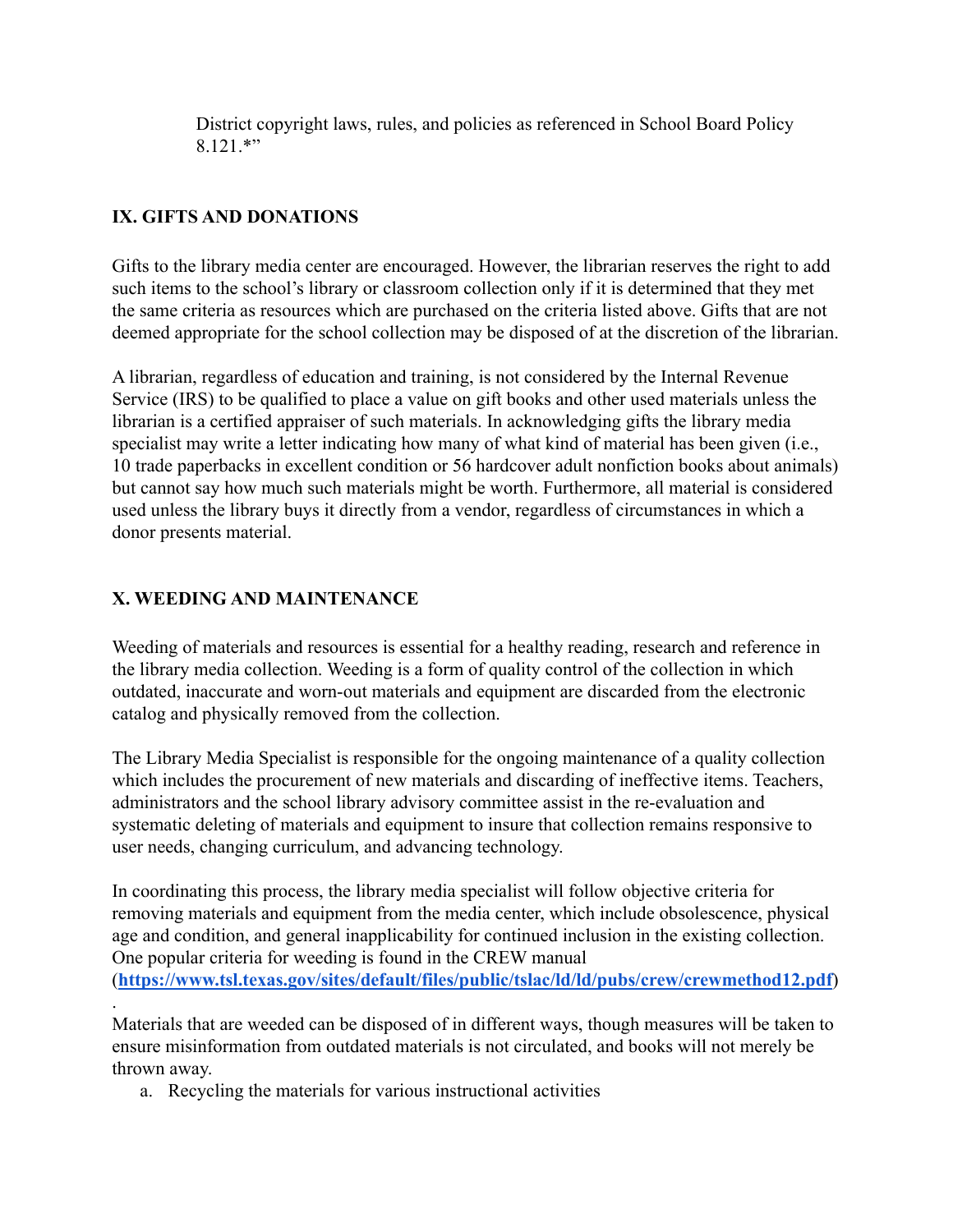District copyright laws, rules, and policies as referenced in School Board Policy 8.121.*"

## IX. GIFTS AND DONATIONS

Gifts to the library media center are encouraged. However, the librarian reserves the right to add such items to the school's library or classroom collection only if it is determined that they met the same criteria as resources which are purchased on the criteria listed above. Gifts that are not deemed appropriate for the school collection may be disposed of at the discretion of the librarian.

A librarian, regardless of education and training, is not considered by the Internal Revenue Service (IRS) to be qualified to place a value on gift books and other used materials unless the librarian is a certified appraiser of such materials. In acknowledging gifts the library media specialist may write a letter indicating how many of what kind of material has been given (i.e., 10 trade paperbacks in excellent condition or 56 hardcover adult nonfiction books about animals) but cannot say how much such materials might be worth. Furthermore, all material is considered used unless the library buys it directly from a vendor, regardless of circumstances in which a donor presents material.

## X. WEEDING AND MAINTENANCE

Weeding of materials and resources is essential for a healthy reading, research and reference in the library media collection. Weeding is a form of quality control of the collection in which outdated, inaccurate and worn-out materials and equipment are discarded from the electronic catalog and physically removed from the collection.

The Library Media Specialist is responsible for the ongoing maintenance of a quality collection which includes the procurement of new materials and discarding of ineffective items. Teachers, administrators and the school library advisory committee assist in the re-evaluation and systematic deleting of materials and equipment to insure that collection remains responsive to user needs, changing curriculum, and advancing technology.

In coordinating this process, the library media specialist will follow objective criteria for removing materials and equipment from the media center, which include obsolescence, physical age and condition, and general inapplicability for continued inclusion in the existing collection. One popular criteria for weeding is found in the CREW manual (**https://www.tsl.texas.gov/sites/default/files/public/tslac/ld/ld/pubs/crew/crewmethod12.pdf**)
.
Materials that are weeded can be disposed of in different ways, though measures will be taken to ensure misinformation from outdated materials is not circulated, and books will not merely be thrown away.

a. Recycling the materials for various instructional activities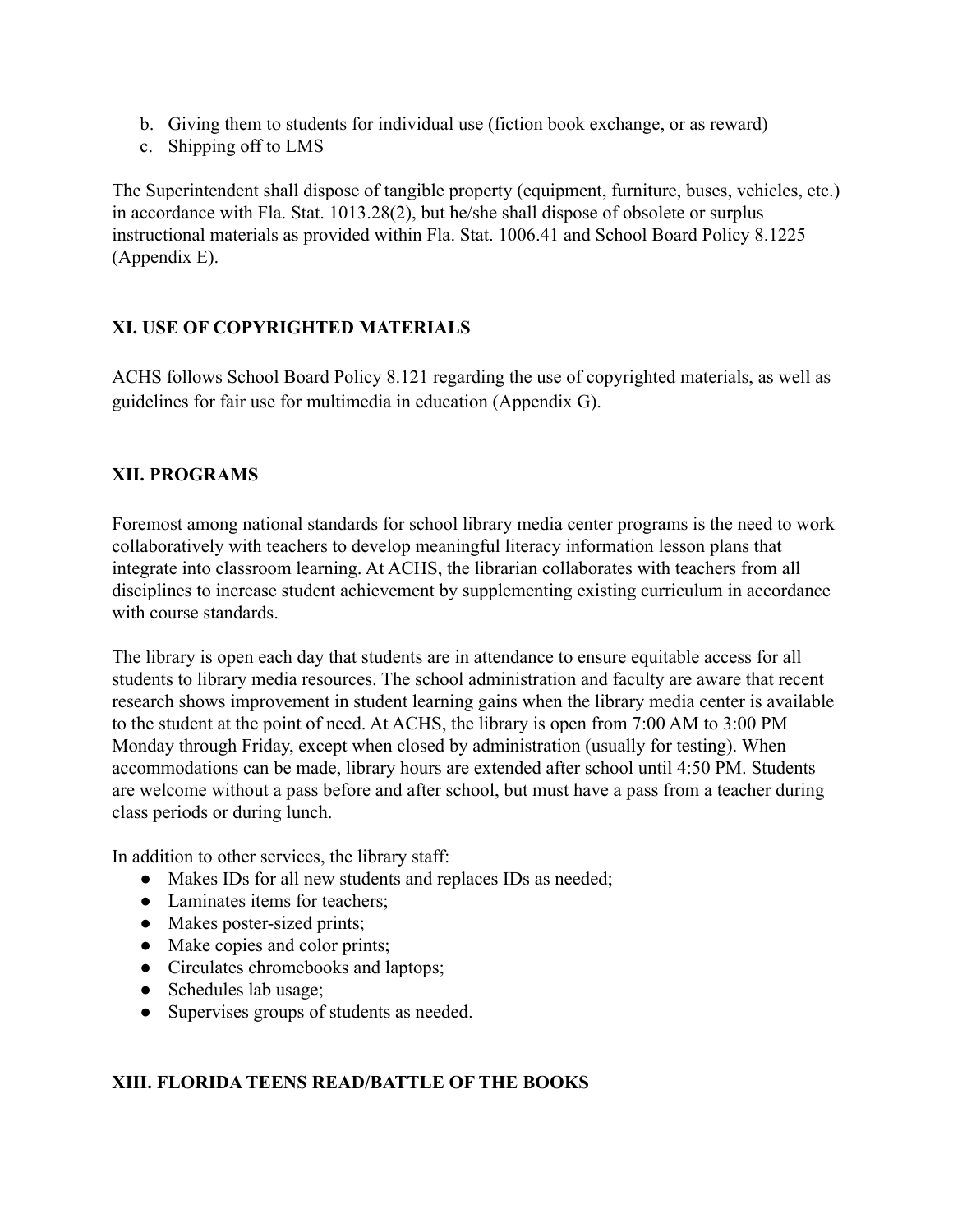b. Giving them to students for individual use (fiction book exchange, or as reward)
c. Shipping off to LMS

The Superintendent shall dispose of tangible property (equipment, furniture, buses, vehicles, etc.) in accordance with Fla. Stat. 1013.28(2), but he/she shall dispose of obsolete or surplus instructional materials as provided within Fla. Stat. 1006.41 and School Board Policy 8.1225 (Appendix E).

## XI. USE OF COPYRIGHTED MATERIALS

ACHS follows School Board Policy 8.121 regarding the use of copyrighted materials, as well as guidelines for fair use for multimedia in education (Appendix G).

## XII. PROGRAMS

Foremost among national standards for school library media center programs is the need to work collaboratively with teachers to develop meaningful literacy information lesson plans that integrate into classroom learning. At ACHS, the librarian collaborates with teachers from all disciplines to increase student achievement by supplementing existing curriculum in accordance with course standards.

The library is open each day that students are in attendance to ensure equitable access for all students to library media resources. The school administration and faculty are aware that recent research shows improvement in student learning gains when the library media center is available to the student at the point of need. At ACHS, the library is open from 7:00 AM to 3:00 PM Monday through Friday, except when closed by administration (usually for testing). When accommodations can be made, library hours are extended after school until 4:50 PM. Students are welcome without a pass before and after school, but must have a pass from a teacher during class periods or during lunch.

In addition to other services, the library staff:

- Makes IDs for all new students and replaces IDs as needed;
- Laminates items for teachers;
- Makes poster-sized prints;
- Make copies and color prints;
- Circulates chromebooks and laptops;
- Schedules lab usage;
- Supervises groups of students as needed.

## XIII. FLORIDA TEENS READ/BATTLE OF THE BOOKS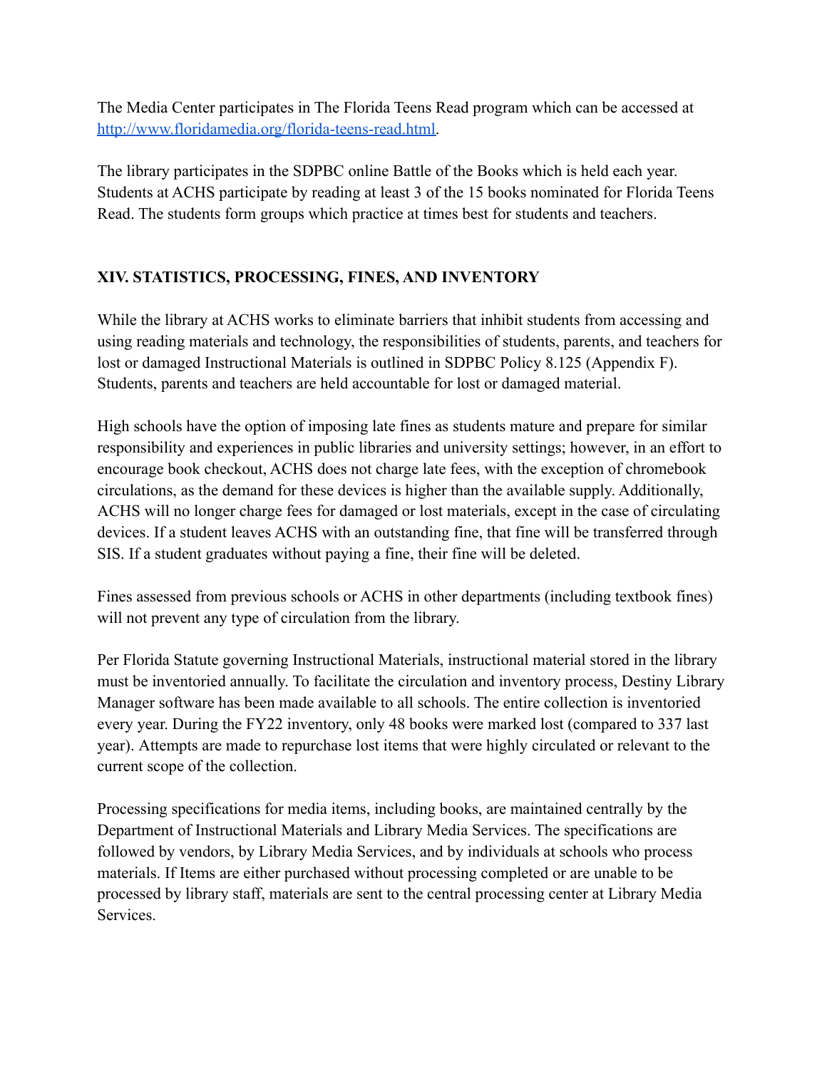The Media Center participates in The Florida Teens Read program which can be accessed at [http://www.floridamedia.org/florida-teens-read.html](http://www.floridamedia.org/florida-teens-read.html).

The library participates in the SDPBC online Battle of the Books which is held each year. Students at ACHS participate by reading at least 3 of the 15 books nominated for Florida Teens Read. The students form groups which practice at times best for students and teachers.

## XIV. STATISTICS, PROCESSING, FINES, AND INVENTORY

While the library at ACHS works to eliminate barriers that inhibit students from accessing and using reading materials and technology, the responsibilities of students, parents, and teachers for lost or damaged Instructional Materials is outlined in SDPBC Policy 8.125 (Appendix F). Students, parents and teachers are held accountable for lost or damaged material.

High schools have the option of imposing late fines as students mature and prepare for similar responsibility and experiences in public libraries and university settings; however, in an effort to encourage book checkout, ACHS does not charge late fees, with the exception of chromebook circulations, as the demand for these devices is higher than the available supply. Additionally, ACHS will no longer charge fees for damaged or lost materials, except in the case of circulating devices. If a student leaves ACHS with an outstanding fine, that fine will be transferred through SIS. If a student graduates without paying a fine, their fine will be deleted.

Fines assessed from previous schools or ACHS in other departments (including textbook fines) will not prevent any type of circulation from the library.

Per Florida Statute governing Instructional Materials, instructional material stored in the library must be inventoried annually. To facilitate the circulation and inventory process, Destiny Library Manager software has been made available to all schools. The entire collection is inventoried every year. During the FY22 inventory, only 48 books were marked lost (compared to 337 last year). Attempts are made to repurchase lost items that were highly circulated or relevant to the current scope of the collection.

Processing specifications for media items, including books, are maintained centrally by the Department of Instructional Materials and Library Media Services. The specifications are followed by vendors, by Library Media Services, and by individuals at schools who process materials. If Items are either purchased without processing completed or are unable to be processed by library staff, materials are sent to the central processing center at Library Media Services.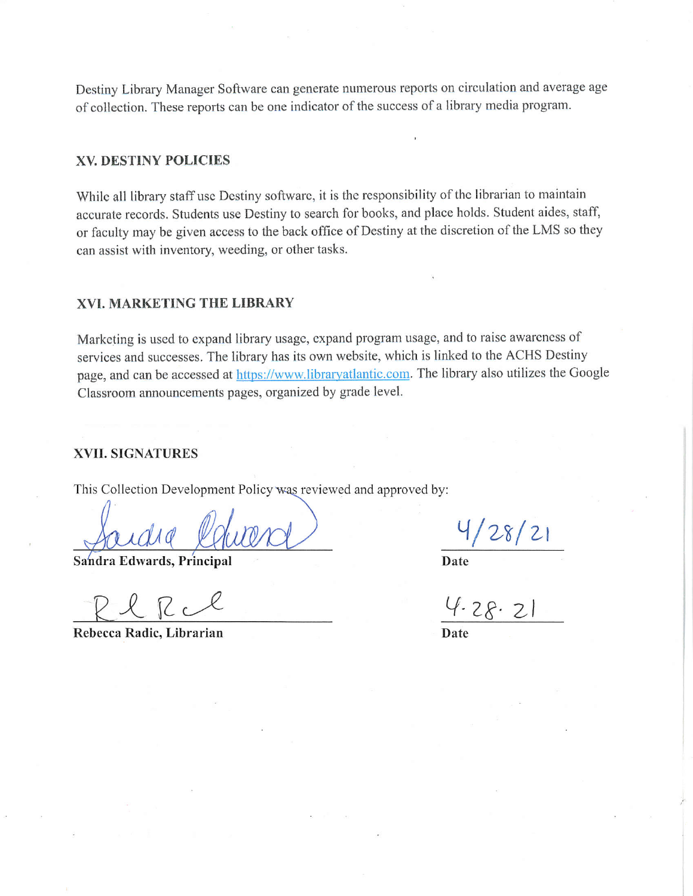Destiny Library Manager Software can generate numerous reports on circulation and average age of collection. These reports can be one indicator of the success of a library media program.

## XV. DESTINY POLICIES

While all library staff use Destiny software, it is the responsibility of the librarian to maintain accurate records. Students use Destiny to search for books, and place holds. Student aides, staff, or faculty may be given access to the back office of Destiny at the discretion of the LMS so they can assist with inventory, weeding, or other tasks.

## XVI. MARKETING THE LIBRARY

Marketing is used to expand library usage, expand program usage, and to raise awareness of services and successes. The library has its own website, which is linked to the ACHS Destiny page, and can be accessed at https://www.libraryatlantic.com. The library also utilizes the Google Classroom announcements pages, organized by grade level.

## XVII. SIGNATURES

This Collection Development Policy was reviewed and approved by:

| Signature | Date |
|---|---|
| Sandra Edwards | 4/28/21 |
| **Sandra Edwards, Principal** | **Date** |
| RLRcl | 4.28.21 |
| **Rebecca Radic, Librarian** | **Date** |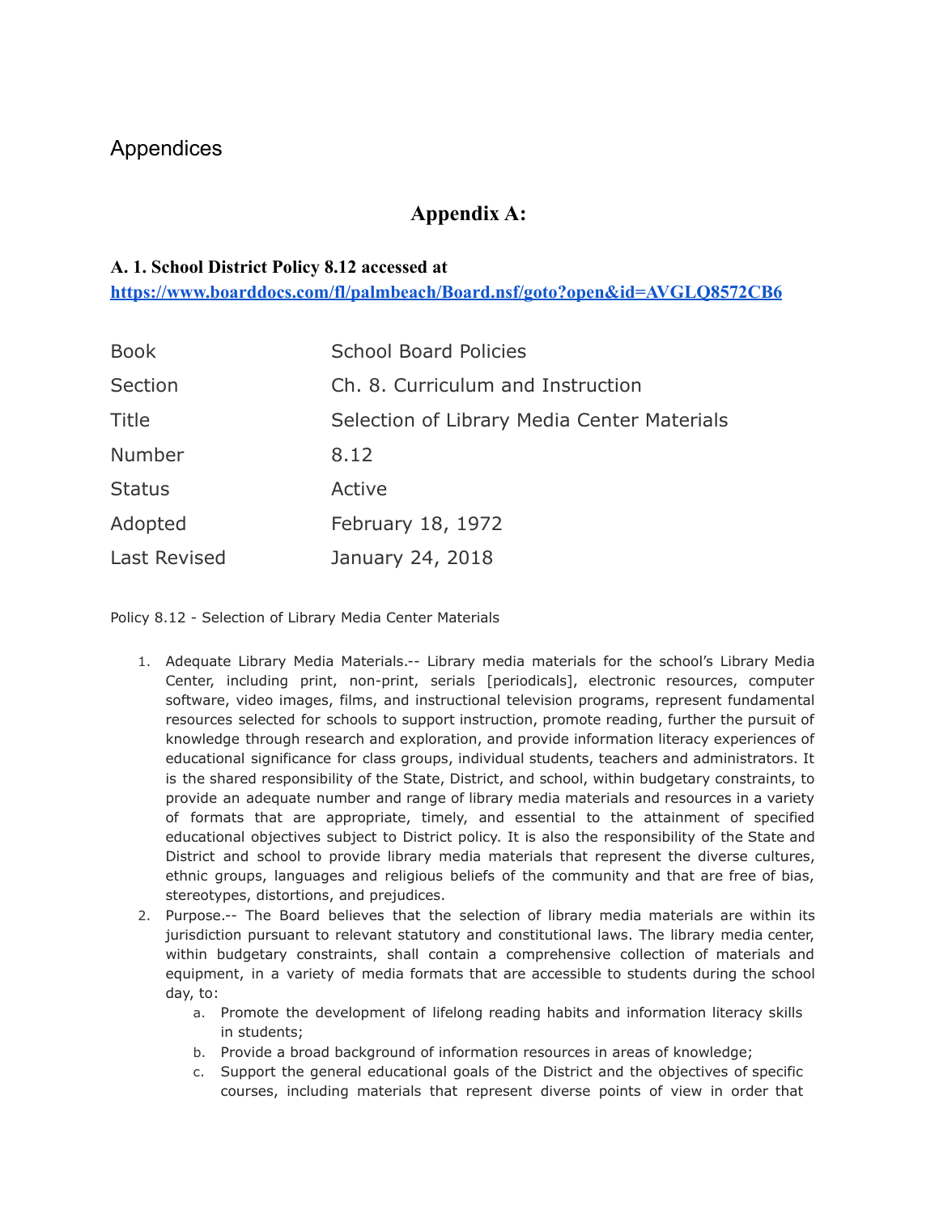## Appendices

### Appendix A:

**A. 1. School District Policy 8.12 accessed at [https://www.boarddocs.com/fl/palmbeach/Board.nsf/goto?open&id=AVGLQ8572CB6](https://www.boarddocs.com/fl/palmbeach/Board.nsf/goto?open&id=AVGLQ8572CB6)**

| Book | School Board Policies |
|---|---|
| Section | Ch. 8. Curriculum and Instruction |
| Title | Selection of Library Media Center Materials |
| Number | 8.12 |
| Status | Active |
| Adopted | February 18, 1972 |
| Last Revised | January 24, 2018 |

Policy 8.12 - Selection of Library Media Center Materials

1. Adequate Library Media Materials.-- Library media materials for the school's Library Media Center, including print, non-print, serials [periodicals], electronic resources, computer software, video images, films, and instructional television programs, represent fundamental resources selected for schools to support instruction, promote reading, further the pursuit of knowledge through research and exploration, and provide information literacy experiences of educational significance for class groups, individual students, teachers and administrators. It is the shared responsibility of the State, District, and school, within budgetary constraints, to provide an adequate number and range of library media materials and resources in a variety of formats that are appropriate, timely, and essential to the attainment of specified educational objectives subject to District policy. It is also the responsibility of the State and District and school to provide library media materials that represent the diverse cultures, ethnic groups, languages and religious beliefs of the community and that are free of bias, stereotypes, distortions, and prejudices.
2. Purpose.-- The Board believes that the selection of library media materials are within its jurisdiction pursuant to relevant statutory and constitutional laws. The library media center, within budgetary constraints, shall contain a comprehensive collection of materials and equipment, in a variety of media formats that are accessible to students during the school day, to:
    a. Promote the development of lifelong reading habits and information literacy skills in students;
    b. Provide a broad background of information resources in areas of knowledge;
    c. Support the general educational goals of the District and the objectives of specific courses, including materials that represent diverse points of view in order that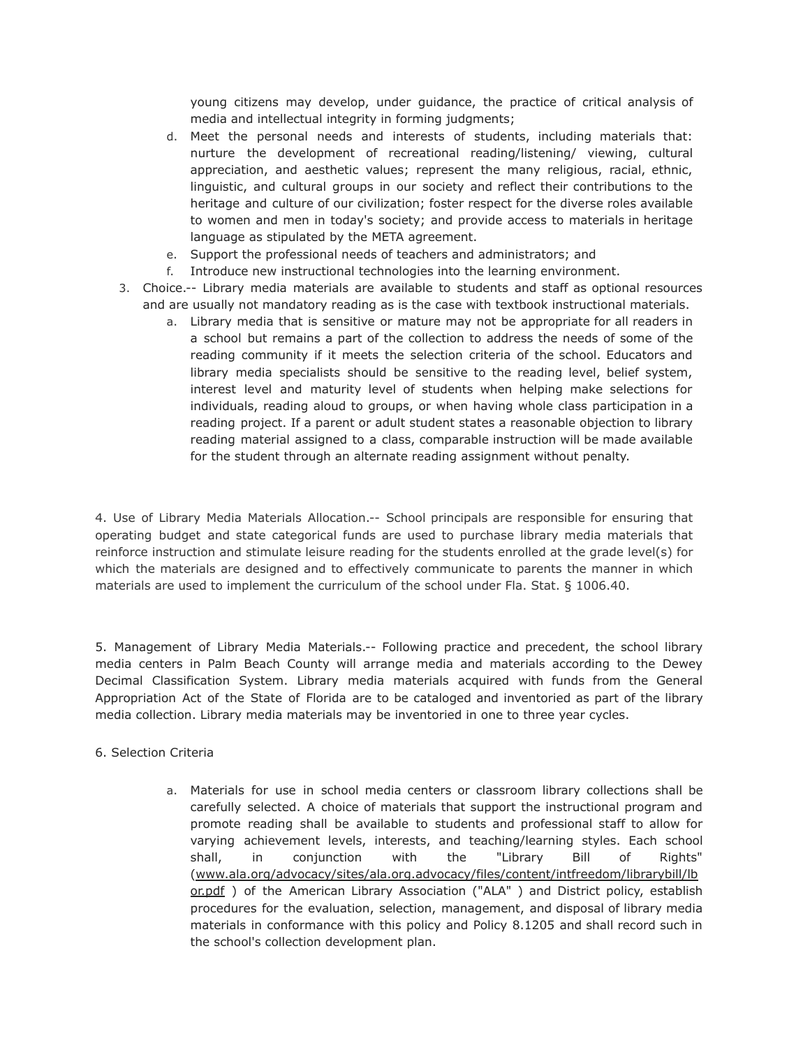young citizens may develop, under guidance, the practice of critical analysis of media and intellectual integrity in forming judgments;

d. Meet the personal needs and interests of students, including materials that: nurture the development of recreational reading/listening/ viewing, cultural appreciation, and aesthetic values; represent the many religious, racial, ethnic, linguistic, and cultural groups in our society and reflect their contributions to the heritage and culture of our civilization; foster respect for the diverse roles available to women and men in today's society; and provide access to materials in heritage language as stipulated by the META agreement.
e. Support the professional needs of teachers and administrators; and
f. Introduce new instructional technologies into the learning environment.

3. Choice.-- Library media materials are available to students and staff as optional resources and are usually not mandatory reading as is the case with textbook instructional materials.
    a. Library media that is sensitive or mature may not be appropriate for all readers in a school but remains a part of the collection to address the needs of some of the reading community if it meets the selection criteria of the school. Educators and library media specialists should be sensitive to the reading level, belief system, interest level and maturity level of students when helping make selections for individuals, reading aloud to groups, or when having whole class participation in a reading project. If a parent or adult student states a reasonable objection to library reading material assigned to a class, comparable instruction will be made available for the student through an alternate reading assignment without penalty.

4. Use of Library Media Materials Allocation.-- School principals are responsible for ensuring that operating budget and state categorical funds are used to purchase library media materials that reinforce instruction and stimulate leisure reading for the students enrolled at the grade level(s) for which the materials are designed and to effectively communicate to parents the manner in which materials are used to implement the curriculum of the school under Fla. Stat. § 1006.40.

5. Management of Library Media Materials.-- Following practice and precedent, the school library media centers in Palm Beach County will arrange media and materials according to the Dewey Decimal Classification System. Library media materials acquired with funds from the General Appropriation Act of the State of Florida are to be cataloged and inventoried as part of the library media collection. Library media materials may be inventoried in one to three year cycles.

6. Selection Criteria

a. Materials for use in school media centers or classroom library collections shall be carefully selected. A choice of materials that support the instructional program and promote reading shall be available to students and professional staff to allow for varying achievement levels, interests, and teaching/learning styles. Each school shall, in conjunction with the "Library Bill of Rights" (www.ala.org/advocacy/sites/ala.org.advocacy/files/content/intfreedom/librarybill/lbor.pdf ) of the American Library Association ("ALA" ) and District policy, establish procedures for the evaluation, selection, management, and disposal of library media materials in conformance with this policy and Policy 8.1205 and shall record such in the school's collection development plan.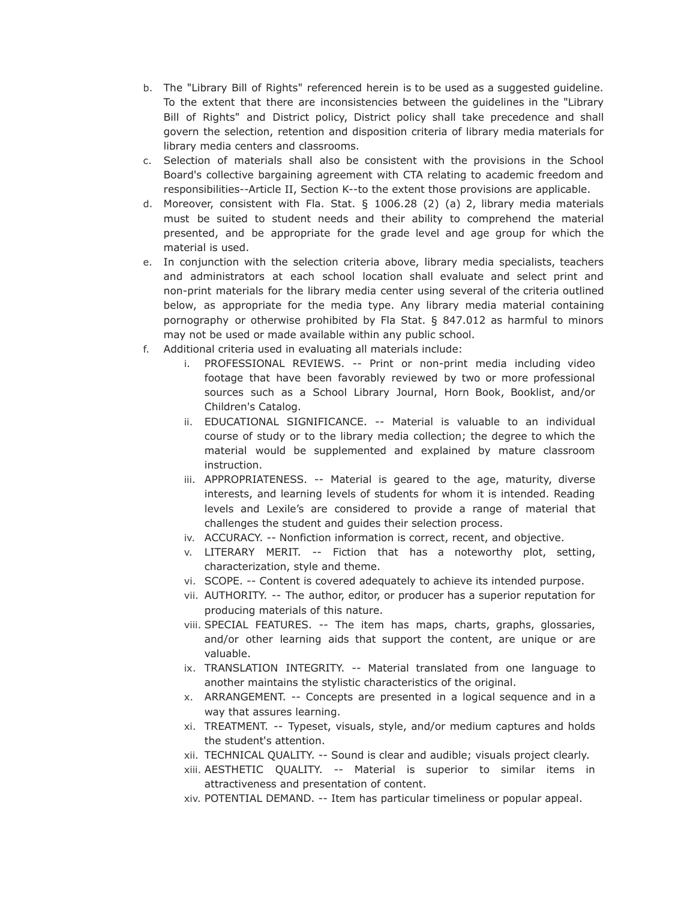b. The "Library Bill of Rights" referenced herein is to be used as a suggested guideline. To the extent that there are inconsistencies between the guidelines in the "Library Bill of Rights" and District policy, District policy shall take precedence and shall govern the selection, retention and disposition criteria of library media materials for library media centers and classrooms.

c. Selection of materials shall also be consistent with the provisions in the School Board's collective bargaining agreement with CTA relating to academic freedom and responsibilities--Article II, Section K--to the extent those provisions are applicable.

d. Moreover, consistent with Fla. Stat. § 1006.28 (2) (a) 2, library media materials must be suited to student needs and their ability to comprehend the material presented, and be appropriate for the grade level and age group for which the material is used.

e. In conjunction with the selection criteria above, library media specialists, teachers and administrators at each school location shall evaluate and select print and non-print materials for the library media center using several of the criteria outlined below, as appropriate for the media type. Any library media material containing pornography or otherwise prohibited by Fla Stat. § 847.012 as harmful to minors may not be used or made available within any public school.

f. Additional criteria used in evaluating all materials include:

    i. PROFESSIONAL REVIEWS. -- Print or non-print media including video footage that have been favorably reviewed by two or more professional sources such as a School Library Journal, Horn Book, Booklist, and/or Children's Catalog.

    ii. EDUCATIONAL SIGNIFICANCE. -- Material is valuable to an individual course of study or to the library media collection; the degree to which the material would be supplemented and explained by mature classroom instruction.

    iii. APPROPRIATENESS. -- Material is geared to the age, maturity, diverse interests, and learning levels of students for whom it is intended. Reading levels and Lexile's are considered to provide a range of material that challenges the student and guides their selection process.

    iv. ACCURACY. -- Nonfiction information is correct, recent, and objective.

    v. LITERARY MERIT. -- Fiction that has a noteworthy plot, setting, characterization, style and theme.

    vi. SCOPE. -- Content is covered adequately to achieve its intended purpose.

    vii. AUTHORITY. -- The author, editor, or producer has a superior reputation for producing materials of this nature.

    viii. SPECIAL FEATURES. -- The item has maps, charts, graphs, glossaries, and/or other learning aids that support the content, are unique or are valuable.

    ix. TRANSLATION INTEGRITY. -- Material translated from one language to another maintains the stylistic characteristics of the original.

    x. ARRANGEMENT. -- Concepts are presented in a logical sequence and in a way that assures learning.

    xi. TREATMENT. -- Typeset, visuals, style, and/or medium captures and holds the student's attention.

    xii. TECHNICAL QUALITY. -- Sound is clear and audible; visuals project clearly.

    xiii. AESTHETIC QUALITY. -- Material is superior to similar items in attractiveness and presentation of content.

    xiv. POTENTIAL DEMAND. -- Item has particular timeliness or popular appeal.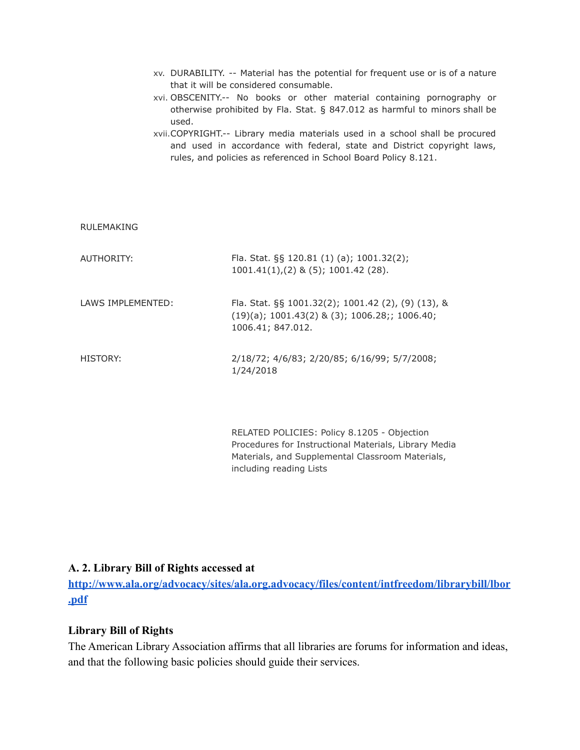xv. DURABILITY. -- Material has the potential for frequent use or is of a nature that it will be considered consumable.

xvi. OBSCENITY.-- No books or other material containing pornography or otherwise prohibited by Fla. Stat. § 847.012 as harmful to minors shall be used.

xvii. COPYRIGHT.-- Library media materials used in a school shall be procured and used in accordance with federal, state and District copyright laws, rules, and policies as referenced in School Board Policy 8.121.

RULEMAKING

AUTHORITY: Fla. Stat. §§ 120.81 (1) (a); 1001.32(2); 1001.41(1),(2) & (5); 1001.42 (28).

LAWS IMPLEMENTED: Fla. Stat. §§ 1001.32(2); 1001.42 (2), (9) (13), & (19)(a); 1001.43(2) & (3); 1006.28;; 1006.40; 1006.41; 847.012.

HISTORY: 2/18/72; 4/6/83; 2/20/85; 6/16/99; 5/7/2008; 1/24/2018

RELATED POLICIES: Policy 8.1205 - Objection Procedures for Instructional Materials, Library Media Materials, and Supplemental Classroom Materials, including reading Lists

**A. 2. Library Bill of Rights accessed at [http://www.ala.org/advocacy/sites/ala.org.advocacy/files/content/intfreedom/librarybill/lbor.pdf](http://www.ala.org/advocacy/sites/ala.org.advocacy/files/content/intfreedom/librarybill/lbor.pdf)**

**Library Bill of Rights**

The American Library Association affirms that all libraries are forums for information and ideas, and that the following basic policies should guide their services.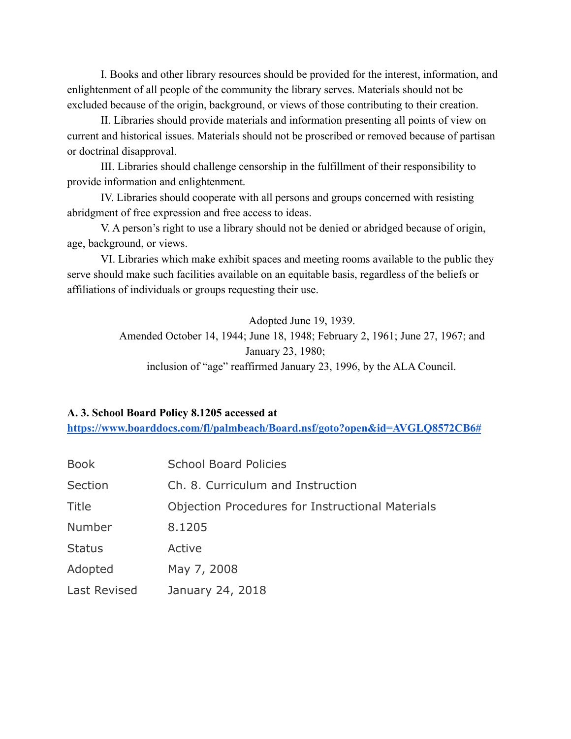I. Books and other library resources should be provided for the interest, information, and enlightenment of all people of the community the library serves. Materials should not be excluded because of the origin, background, or views of those contributing to their creation.

II. Libraries should provide materials and information presenting all points of view on current and historical issues. Materials should not be proscribed or removed because of partisan or doctrinal disapproval.

III. Libraries should challenge censorship in the fulfillment of their responsibility to provide information and enlightenment.

IV. Libraries should cooperate with all persons and groups concerned with resisting abridgment of free expression and free access to ideas.

V. A person's right to use a library should not be denied or abridged because of origin, age, background, or views.

VI. Libraries which make exhibit spaces and meeting rooms available to the public they serve should make such facilities available on an equitable basis, regardless of the beliefs or affiliations of individuals or groups requesting their use.

Adopted June 19, 1939.
Amended October 14, 1944; June 18, 1948; February 2, 1961; June 27, 1967; and January 23, 1980;
inclusion of "age" reaffirmed January 23, 1996, by the ALA Council.

**A. 3. School Board Policy 8.1205 accessed at**
**https://www.boarddocs.com/fl/palmbeach/Board.nsf/goto?open&id=AVGLQ8572CB6#**

| | |
|---|---|
| Book | School Board Policies |
| Section | Ch. 8. Curriculum and Instruction |
| Title | Objection Procedures for Instructional Materials |
| Number | 8.1205 |
| Status | Active |
| Adopted | May 7, 2008 |
| Last Revised | January 24, 2018 |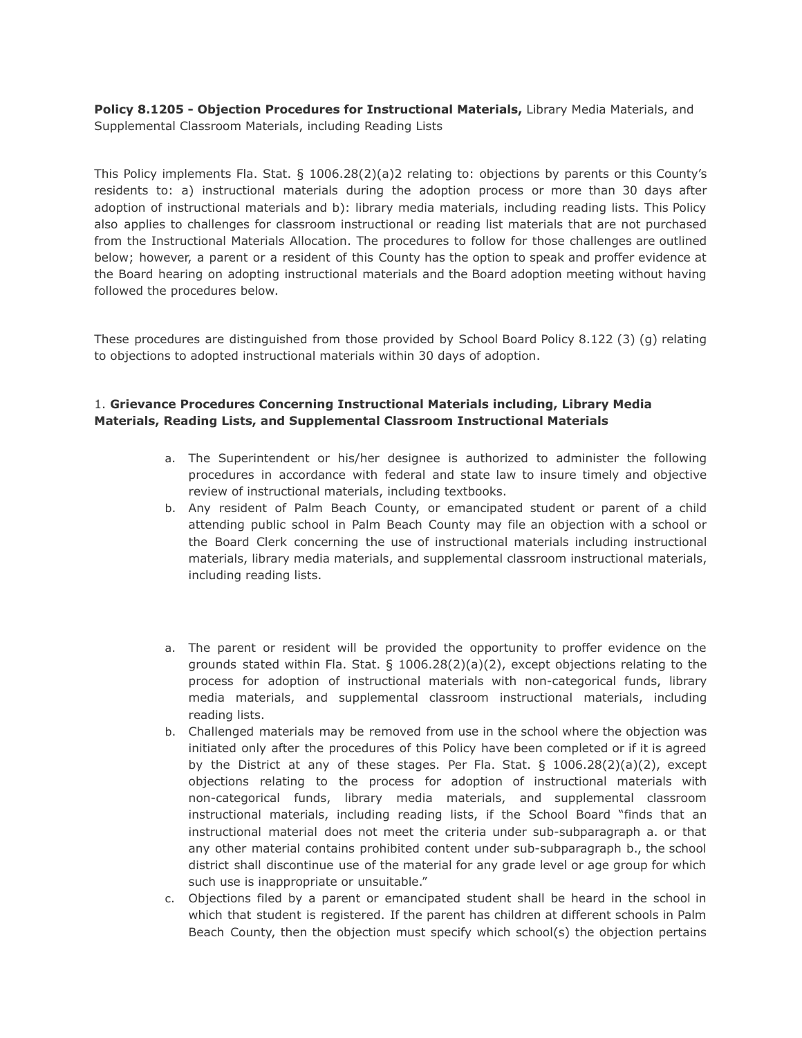**Policy 8.1205 - Objection Procedures for Instructional Materials,** Library Media Materials, and Supplemental Classroom Materials, including Reading Lists

This Policy implements Fla. Stat. § 1006.28(2)(a)2 relating to: objections by parents or this County's residents to: a) instructional materials during the adoption process or more than 30 days after adoption of instructional materials and b): library media materials, including reading lists. This Policy also applies to challenges for classroom instructional or reading list materials that are not purchased from the Instructional Materials Allocation. The procedures to follow for those challenges are outlined below; however, a parent or a resident of this County has the option to speak and proffer evidence at the Board hearing on adopting instructional materials and the Board adoption meeting without having followed the procedures below.

These procedures are distinguished from those provided by School Board Policy 8.122 (3) (g) relating to objections to adopted instructional materials within 30 days of adoption.

1. **Grievance Procedures Concerning Instructional Materials including, Library Media Materials, Reading Lists, and Supplemental Classroom Instructional Materials**

   a. The Superintendent or his/her designee is authorized to administer the following procedures in accordance with federal and state law to insure timely and objective review of instructional materials, including textbooks.
   b. Any resident of Palm Beach County, or emancipated student or parent of a child attending public school in Palm Beach County may file an objection with a school or the Board Clerk concerning the use of instructional materials including instructional materials, library media materials, and supplemental classroom instructional materials, including reading lists.

   a. The parent or resident will be provided the opportunity to proffer evidence on the grounds stated within Fla. Stat. § 1006.28(2)(a)(2), except objections relating to the process for adoption of instructional materials with non-categorical funds, library media materials, and supplemental classroom instructional materials, including reading lists.
   b. Challenged materials may be removed from use in the school where the objection was initiated only after the procedures of this Policy have been completed or if it is agreed by the District at any of these stages. Per Fla. Stat. § 1006.28(2)(a)(2), except objections relating to the process for adoption of instructional materials with non-categorical funds, library media materials, and supplemental classroom instructional materials, including reading lists, if the School Board "finds that an instructional material does not meet the criteria under sub-subparagraph a. or that any other material contains prohibited content under sub-subparagraph b., the school district shall discontinue use of the material for any grade level or age group for which such use is inappropriate or unsuitable."
   c. Objections filed by a parent or emancipated student shall be heard in the school in which that student is registered. If the parent has children at different schools in Palm Beach County, then the objection must specify which school(s) the objection pertains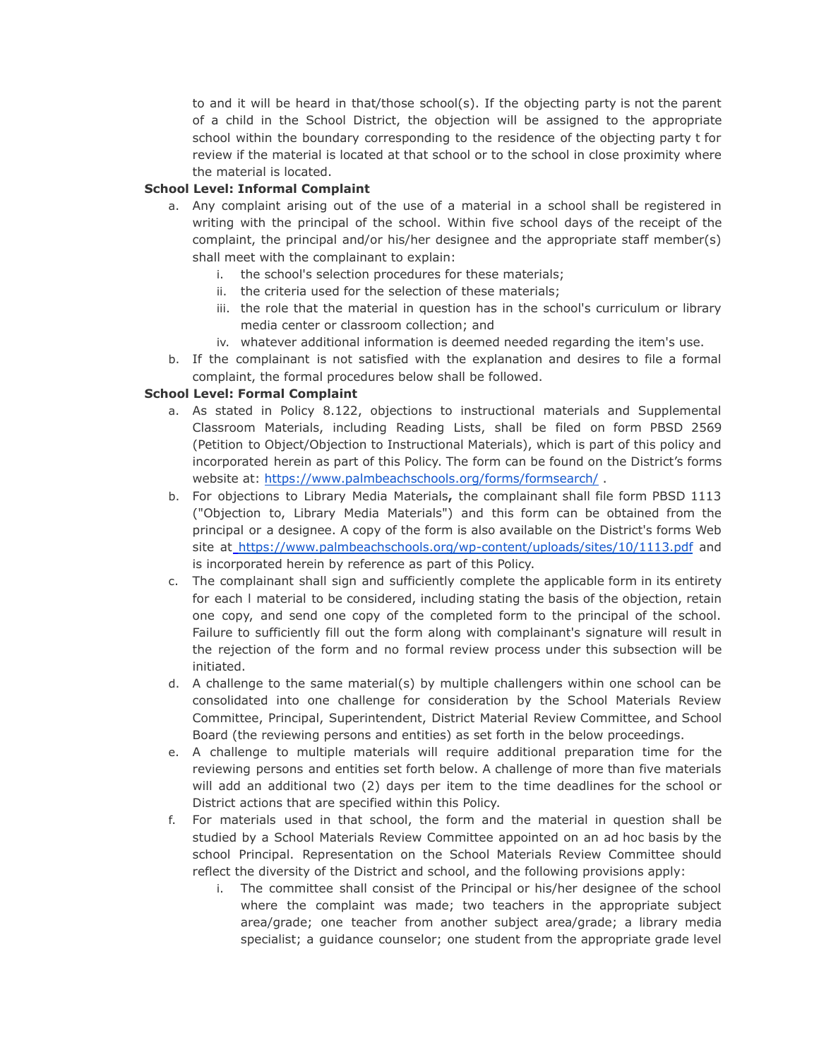to and it will be heard in that/those school(s). If the objecting party is not the parent of a child in the School District, the objection will be assigned to the appropriate school within the boundary corresponding to the residence of the objecting party t for review if the material is located at that school or to the school in close proximity where the material is located.

**School Level: Informal Complaint**

a. Any complaint arising out of the use of a material in a school shall be registered in writing with the principal of the school. Within five school days of the receipt of the complaint, the principal and/or his/her designee and the appropriate staff member(s) shall meet with the complainant to explain:
   i. the school's selection procedures for these materials;
   ii. the criteria used for the selection of these materials;
   iii. the role that the material in question has in the school's curriculum or library media center or classroom collection; and
   iv. whatever additional information is deemed needed regarding the item's use.
b. If the complainant is not satisfied with the explanation and desires to file a formal complaint, the formal procedures below shall be followed.

**School Level: Formal Complaint**

a. As stated in Policy 8.122, objections to instructional materials and Supplemental Classroom Materials, including Reading Lists, shall be filed on form PBSD 2569 (Petition to Object/Objection to Instructional Materials), which is part of this policy and incorporated herein as part of this Policy. The form can be found on the District's forms website at: https://www.palmbeachschools.org/forms/formsearch/ .
b. For objections to Library Media Materials**,** the complainant shall file form PBSD 1113 ("Objection to, Library Media Materials") and this form can be obtained from the principal or a designee. A copy of the form is also available on the District's forms Web site at https://www.palmbeachschools.org/wp-content/uploads/sites/10/1113.pdf and is incorporated herein by reference as part of this Policy.
c. The complainant shall sign and sufficiently complete the applicable form in its entirety for each l material to be considered, including stating the basis of the objection, retain one copy, and send one copy of the completed form to the principal of the school. Failure to sufficiently fill out the form along with complainant's signature will result in the rejection of the form and no formal review process under this subsection will be initiated.
d. A challenge to the same material(s) by multiple challengers within one school can be consolidated into one challenge for consideration by the School Materials Review Committee, Principal, Superintendent, District Material Review Committee, and School Board (the reviewing persons and entities) as set forth in the below proceedings.
e. A challenge to multiple materials will require additional preparation time for the reviewing persons and entities set forth below. A challenge of more than five materials will add an additional two (2) days per item to the time deadlines for the school or District actions that are specified within this Policy.
f. For materials used in that school, the form and the material in question shall be studied by a School Materials Review Committee appointed on an ad hoc basis by the school Principal. Representation on the School Materials Review Committee should reflect the diversity of the District and school, and the following provisions apply:
   i. The committee shall consist of the Principal or his/her designee of the school where the complaint was made; two teachers in the appropriate subject area/grade; one teacher from another subject area/grade; a library media specialist; a guidance counselor; one student from the appropriate grade level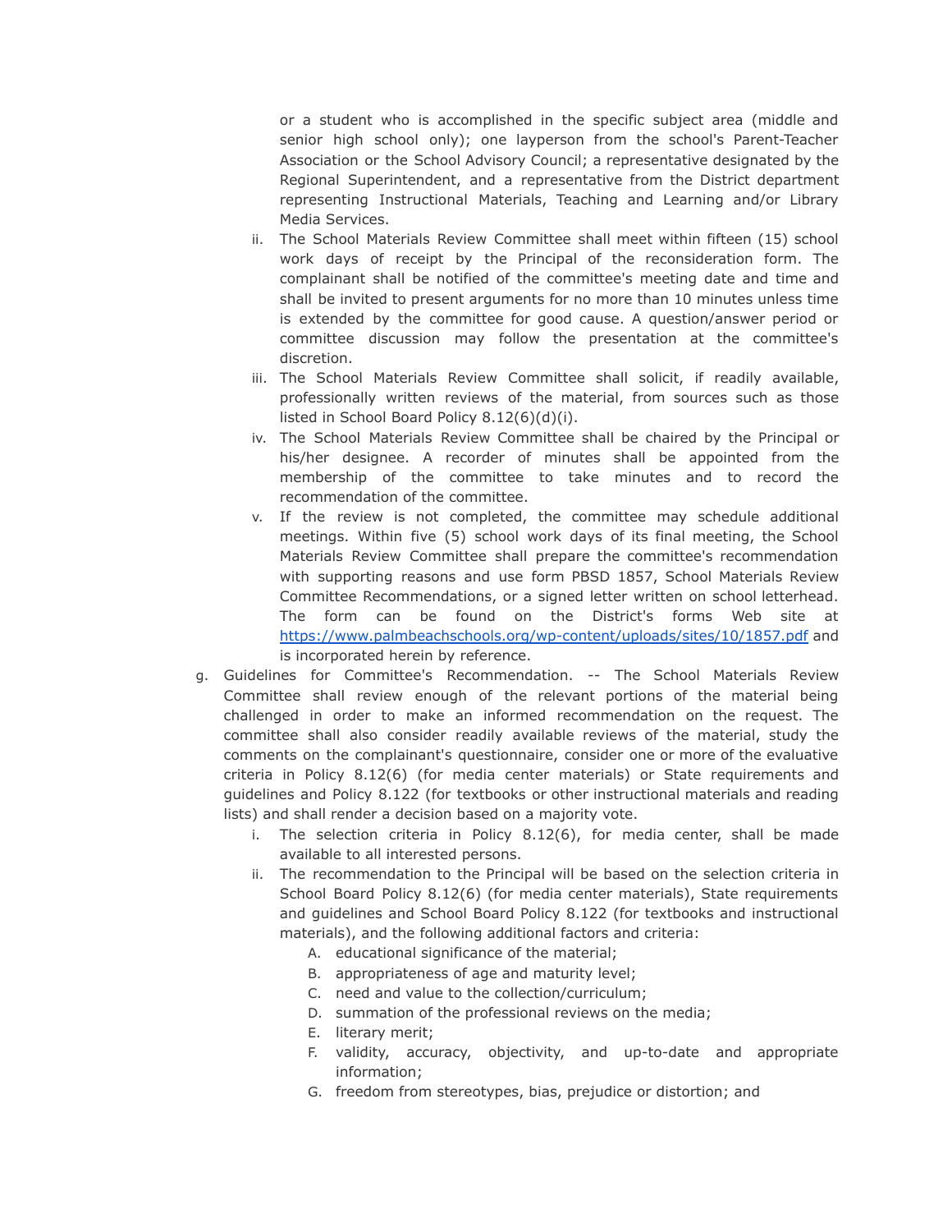or a student who is accomplished in the specific subject area (middle and senior high school only); one layperson from the school's Parent-Teacher Association or the School Advisory Council; a representative designated by the Regional Superintendent, and a representative from the District department representing Instructional Materials, Teaching and Learning and/or Library Media Services.

   ii. The School Materials Review Committee shall meet within fifteen (15) school work days of receipt by the Principal of the reconsideration form. The complainant shall be notified of the committee's meeting date and time and shall be invited to present arguments for no more than 10 minutes unless time is extended by the committee for good cause. A question/answer period or committee discussion may follow the presentation at the committee's discretion.

   iii. The School Materials Review Committee shall solicit, if readily available, professionally written reviews of the material, from sources such as those listed in School Board Policy 8.12(6)(d)(i).

   iv. The School Materials Review Committee shall be chaired by the Principal or his/her designee. A recorder of minutes shall be appointed from the membership of the committee to take minutes and to record the recommendation of the committee.

   v. If the review is not completed, the committee may schedule additional meetings. Within five (5) school work days of its final meeting, the School Materials Review Committee shall prepare the committee's recommendation with supporting reasons and use form PBSD 1857, School Materials Review Committee Recommendations, or a signed letter written on school letterhead. The form can be found on the District's forms Web site at https://www.palmbeachschools.org/wp-content/uploads/sites/10/1857.pdf and is incorporated herein by reference.

g. Guidelines for Committee's Recommendation. -- The School Materials Review Committee shall review enough of the relevant portions of the material being challenged in order to make an informed recommendation on the request. The committee shall also consider readily available reviews of the material, study the comments on the complainant's questionnaire, consider one or more of the evaluative criteria in Policy 8.12(6) (for media center materials) or State requirements and guidelines and Policy 8.122 (for textbooks or other instructional materials and reading lists) and shall render a decision based on a majority vote.

   i. The selection criteria in Policy 8.12(6), for media center, shall be made available to all interested persons.

   ii. The recommendation to the Principal will be based on the selection criteria in School Board Policy 8.12(6) (for media center materials), State requirements and guidelines and School Board Policy 8.122 (for textbooks and instructional materials), and the following additional factors and criteria:

      A. educational significance of the material;
      B. appropriateness of age and maturity level;
      C. need and value to the collection/curriculum;
      D. summation of the professional reviews on the media;
      E. literary merit;
      F. validity, accuracy, objectivity, and up-to-date and appropriate information;
      G. freedom from stereotypes, bias, prejudice or distortion; and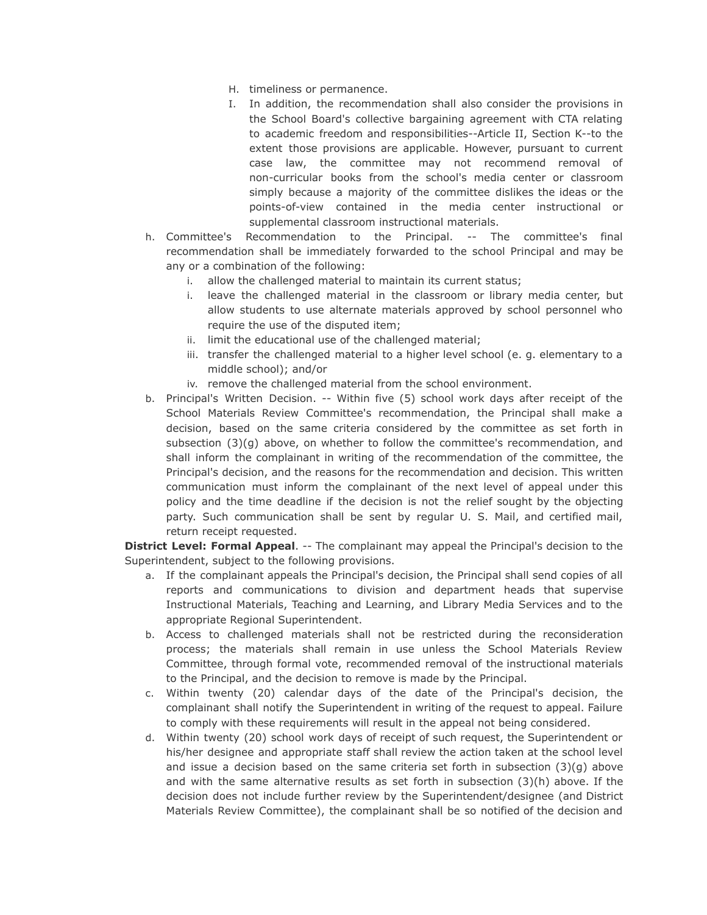H. timeliness or permanence.

I. In addition, the recommendation shall also consider the provisions in the School Board's collective bargaining agreement with CTA relating to academic freedom and responsibilities--Article II, Section K--to the extent those provisions are applicable. However, pursuant to current case law, the committee may not recommend removal of non-curricular books from the school's media center or classroom simply because a majority of the committee dislikes the ideas or the points-of-view contained in the media center instructional or supplemental classroom instructional materials.

h. Committee's Recommendation to the Principal. -- The committee's final recommendation shall be immediately forwarded to the school Principal and may be any or a combination of the following:

   i. allow the challenged material to maintain its current status;
   i. leave the challenged material in the classroom or library media center, but allow students to use alternate materials approved by school personnel who require the use of the disputed item;
   ii. limit the educational use of the challenged material;
   iii. transfer the challenged material to a higher level school (e. g. elementary to a middle school); and/or
   iv. remove the challenged material from the school environment.

b. Principal's Written Decision. -- Within five (5) school work days after receipt of the School Materials Review Committee's recommendation, the Principal shall make a decision, based on the same criteria considered by the committee as set forth in subsection (3)(g) above, on whether to follow the committee's recommendation, and shall inform the complainant in writing of the recommendation of the committee, the Principal's decision, and the reasons for the recommendation and decision. This written communication must inform the complainant of the next level of appeal under this policy and the time deadline if the decision is not the relief sought by the objecting party. Such communication shall be sent by regular U. S. Mail, and certified mail, return receipt requested.

**District Level: Formal Appeal**. -- The complainant may appeal the Principal's decision to the Superintendent, subject to the following provisions.

a. If the complainant appeals the Principal's decision, the Principal shall send copies of all reports and communications to division and department heads that supervise Instructional Materials, Teaching and Learning, and Library Media Services and to the appropriate Regional Superintendent.

b. Access to challenged materials shall not be restricted during the reconsideration process; the materials shall remain in use unless the School Materials Review Committee, through formal vote, recommended removal of the instructional materials to the Principal, and the decision to remove is made by the Principal.

c. Within twenty (20) calendar days of the date of the Principal's decision, the complainant shall notify the Superintendent in writing of the request to appeal. Failure to comply with these requirements will result in the appeal not being considered.

d. Within twenty (20) school work days of receipt of such request, the Superintendent or his/her designee and appropriate staff shall review the action taken at the school level and issue a decision based on the same criteria set forth in subsection (3)(g) above and with the same alternative results as set forth in subsection (3)(h) above. If the decision does not include further review by the Superintendent/designee (and District Materials Review Committee), the complainant shall be so notified of the decision and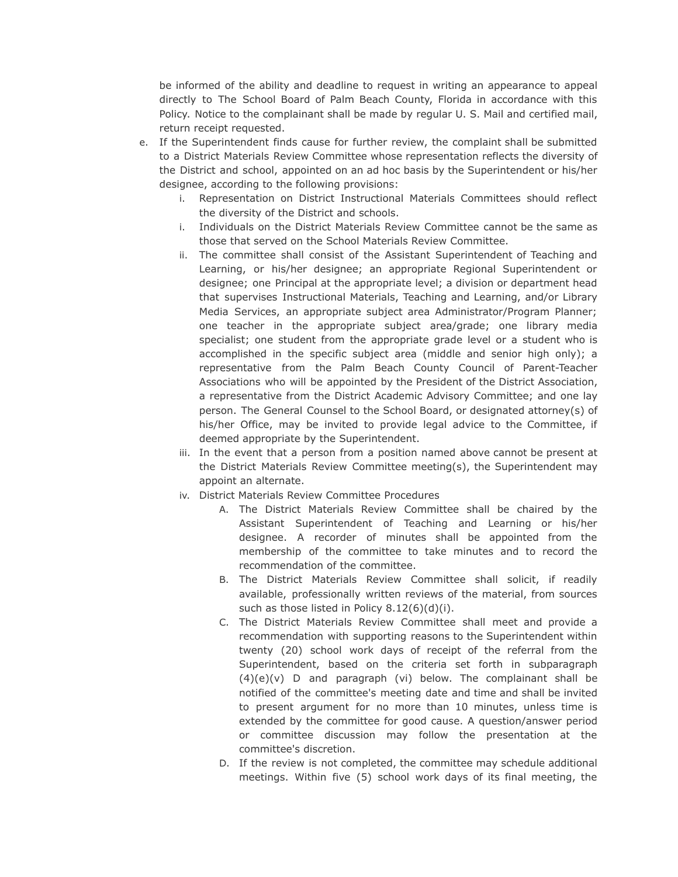be informed of the ability and deadline to request in writing an appearance to appeal directly to The School Board of Palm Beach County, Florida in accordance with this Policy. Notice to the complainant shall be made by regular U. S. Mail and certified mail, return receipt requested.

e. If the Superintendent finds cause for further review, the complaint shall be submitted to a District Materials Review Committee whose representation reflects the diversity of the District and school, appointed on an ad hoc basis by the Superintendent or his/her designee, according to the following provisions:

   i. Representation on District Instructional Materials Committees should reflect the diversity of the District and schools.

   i. Individuals on the District Materials Review Committee cannot be the same as those that served on the School Materials Review Committee.

   ii. The committee shall consist of the Assistant Superintendent of Teaching and Learning, or his/her designee; an appropriate Regional Superintendent or designee; one Principal at the appropriate level; a division or department head that supervises Instructional Materials, Teaching and Learning, and/or Library Media Services, an appropriate subject area Administrator/Program Planner; one teacher in the appropriate subject area/grade; one library media specialist; one student from the appropriate grade level or a student who is accomplished in the specific subject area (middle and senior high only); a representative from the Palm Beach County Council of Parent-Teacher Associations who will be appointed by the President of the District Association, a representative from the District Academic Advisory Committee; and one lay person. The General Counsel to the School Board, or designated attorney(s) of his/her Office, may be invited to provide legal advice to the Committee, if deemed appropriate by the Superintendent.

   iii. In the event that a person from a position named above cannot be present at the District Materials Review Committee meeting(s), the Superintendent may appoint an alternate.

   iv. District Materials Review Committee Procedures

      A. The District Materials Review Committee shall be chaired by the Assistant Superintendent of Teaching and Learning or his/her designee. A recorder of minutes shall be appointed from the membership of the committee to take minutes and to record the recommendation of the committee.

      B. The District Materials Review Committee shall solicit, if readily available, professionally written reviews of the material, from sources such as those listed in Policy 8.12(6)(d)(i).

      C. The District Materials Review Committee shall meet and provide a recommendation with supporting reasons to the Superintendent within twenty (20) school work days of receipt of the referral from the Superintendent, based on the criteria set forth in subparagraph (4)(e)(v) D and paragraph (vi) below. The complainant shall be notified of the committee's meeting date and time and shall be invited to present argument for no more than 10 minutes, unless time is extended by the committee for good cause. A question/answer period or committee discussion may follow the presentation at the committee's discretion.

      D. If the review is not completed, the committee may schedule additional meetings. Within five (5) school work days of its final meeting, the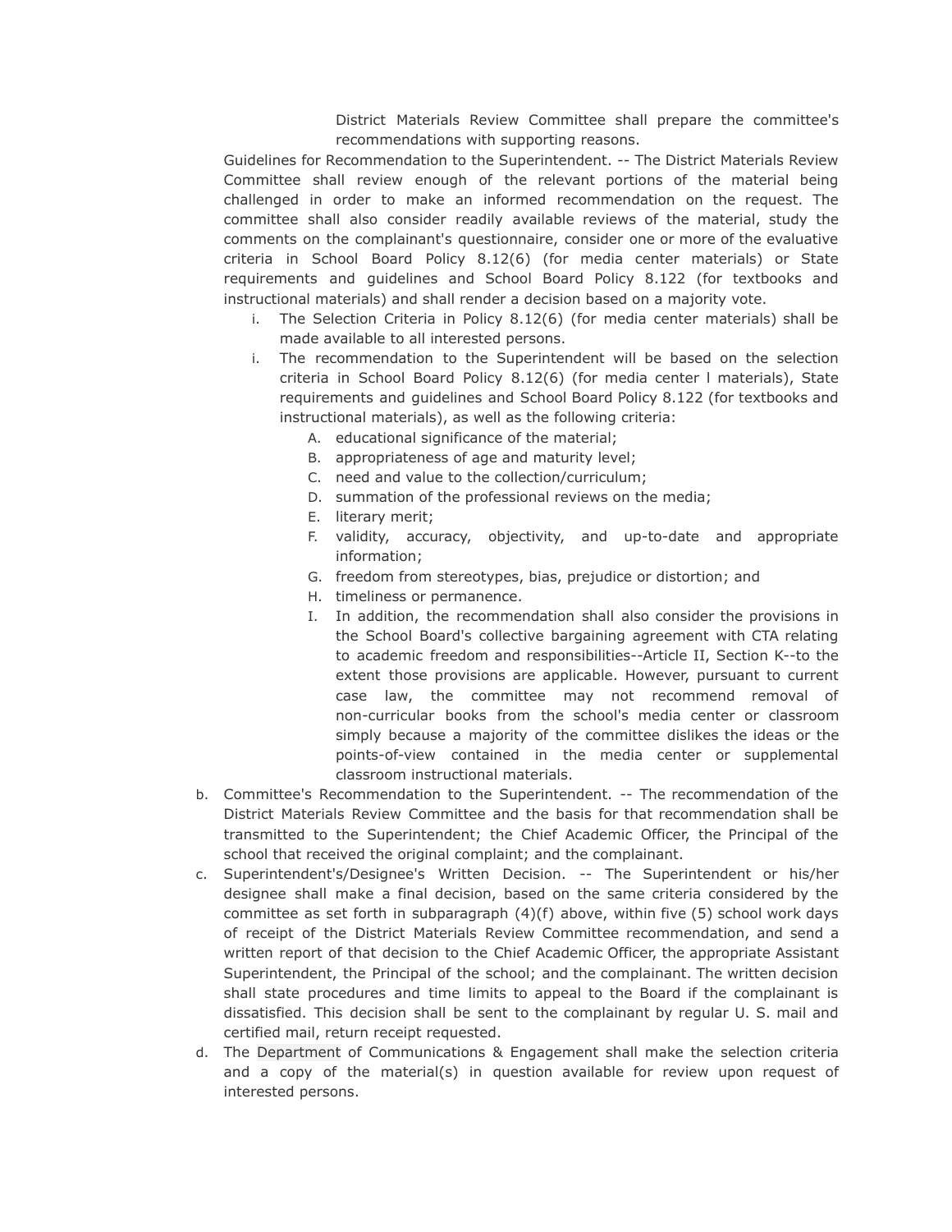District Materials Review Committee shall prepare the committee's recommendations with supporting reasons.

Guidelines for Recommendation to the Superintendent. -- The District Materials Review Committee shall review enough of the relevant portions of the material being challenged in order to make an informed recommendation on the request. The committee shall also consider readily available reviews of the material, study the comments on the complainant's questionnaire, consider one or more of the evaluative criteria in School Board Policy 8.12(6) (for media center materials) or State requirements and guidelines and School Board Policy 8.122 (for textbooks and instructional materials) and shall render a decision based on a majority vote.

i. The Selection Criteria in Policy 8.12(6) (for media center materials) shall be made available to all interested persons.

i. The recommendation to the Superintendent will be based on the selection criteria in School Board Policy 8.12(6) (for media center l materials), State requirements and guidelines and School Board Policy 8.122 (for textbooks and instructional materials), as well as the following criteria:

   A. educational significance of the material;
   B. appropriateness of age and maturity level;
   C. need and value to the collection/curriculum;
   D. summation of the professional reviews on the media;
   E. literary merit;
   F. validity, accuracy, objectivity, and up-to-date and appropriate information;
   G. freedom from stereotypes, bias, prejudice or distortion; and
   H. timeliness or permanence.
   I. In addition, the recommendation shall also consider the provisions in the School Board's collective bargaining agreement with CTA relating to academic freedom and responsibilities--Article II, Section K--to the extent those provisions are applicable. However, pursuant to current case law, the committee may not recommend removal of non-curricular books from the school's media center or classroom simply because a majority of the committee dislikes the ideas or the points-of-view contained in the media center or supplemental classroom instructional materials.

b. Committee's Recommendation to the Superintendent. -- The recommendation of the District Materials Review Committee and the basis for that recommendation shall be transmitted to the Superintendent; the Chief Academic Officer, the Principal of the school that received the original complaint; and the complainant.

c. Superintendent's/Designee's Written Decision. -- The Superintendent or his/her designee shall make a final decision, based on the same criteria considered by the committee as set forth in subparagraph (4)(f) above, within five (5) school work days of receipt of the District Materials Review Committee recommendation, and send a written report of that decision to the Chief Academic Officer, the appropriate Assistant Superintendent, the Principal of the school; and the complainant. The written decision shall state procedures and time limits to appeal to the Board if the complainant is dissatisfied. This decision shall be sent to the complainant by regular U. S. mail and certified mail, return receipt requested.

d. The Department of Communications & Engagement shall make the selection criteria and a copy of the material(s) in question available for review upon request of interested persons.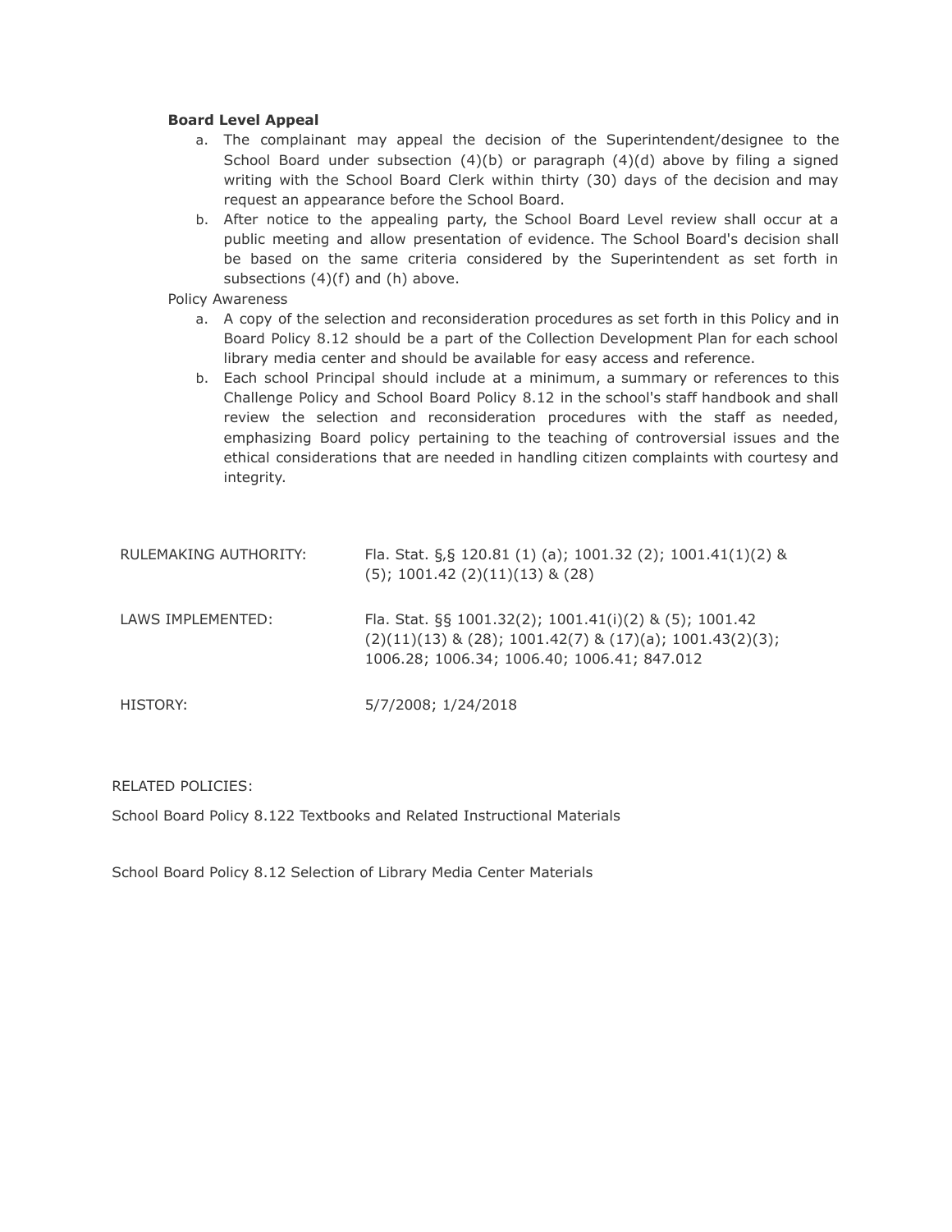**Board Level Appeal**

a. The complainant may appeal the decision of the Superintendent/designee to the School Board under subsection (4)(b) or paragraph (4)(d) above by filing a signed writing with the School Board Clerk within thirty (30) days of the decision and may request an appearance before the School Board.
b. After notice to the appealing party, the School Board Level review shall occur at a public meeting and allow presentation of evidence. The School Board's decision shall be based on the same criteria considered by the Superintendent as set forth in subsections (4)(f) and (h) above.

Policy Awareness

a. A copy of the selection and reconsideration procedures as set forth in this Policy and in Board Policy 8.12 should be a part of the Collection Development Plan for each school library media center and should be available for easy access and reference.
b. Each school Principal should include at a minimum, a summary or references to this Challenge Policy and School Board Policy 8.12 in the school's staff handbook and shall review the selection and reconsideration procedures with the staff as needed, emphasizing Board policy pertaining to the teaching of controversial issues and the ethical considerations that are needed in handling citizen complaints with courtesy and integrity.

| | |
|---|---|
| RULEMAKING AUTHORITY: | Fla. Stat. §,§ 120.81 (1) (a); 1001.32 (2); 1001.41(1)(2) & (5); 1001.42 (2)(11)(13) & (28) |
| LAWS IMPLEMENTED: | Fla. Stat. §§ 1001.32(2); 1001.41(i)(2) & (5); 1001.42 (2)(11)(13) & (28); 1001.42(7) & (17)(a); 1001.43(2)(3); 1006.28; 1006.34; 1006.40; 1006.41; 847.012 |
| HISTORY: | 5/7/2008; 1/24/2018 |

RELATED POLICIES:

School Board Policy 8.122 Textbooks and Related Instructional Materials

School Board Policy 8.12 Selection of Library Media Center Materials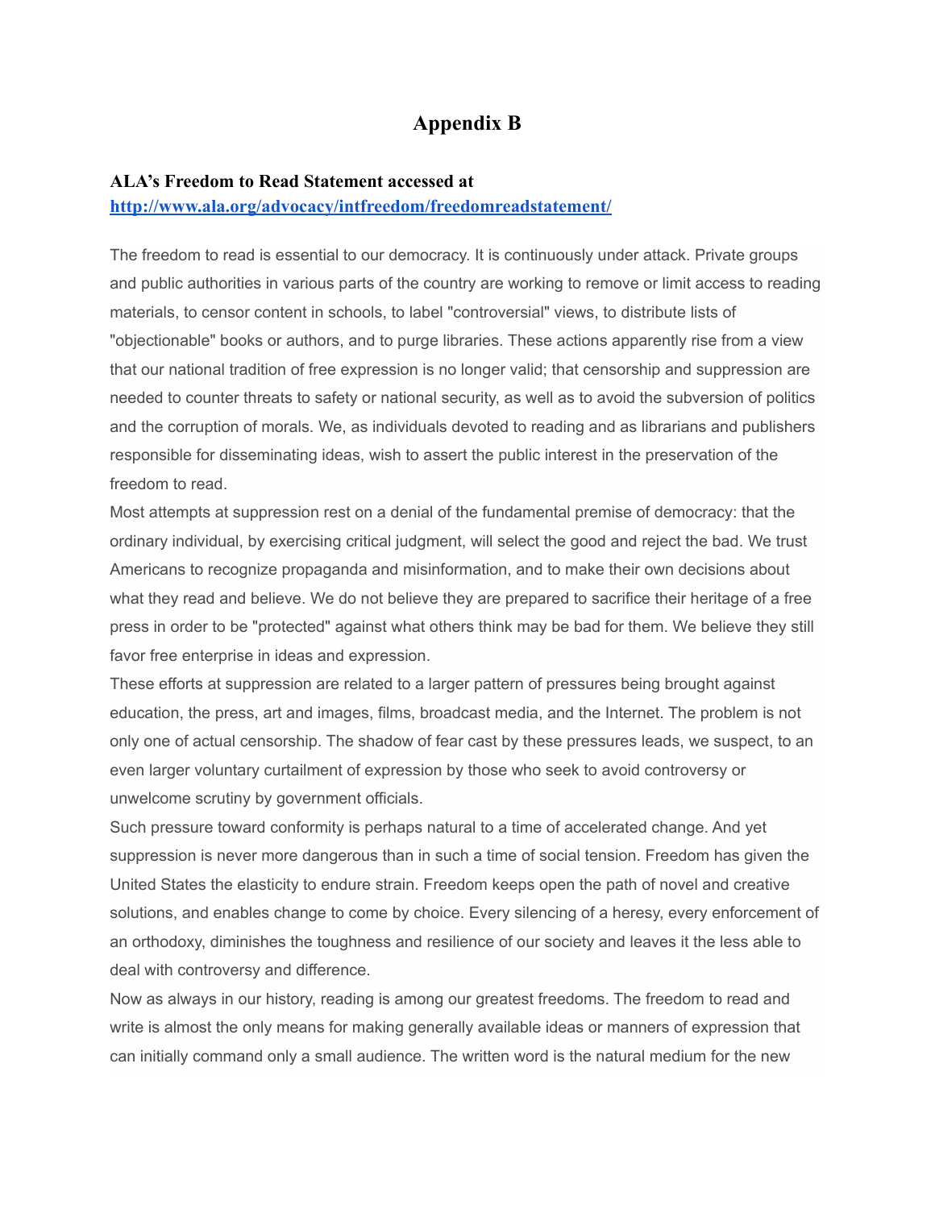# Appendix B

**ALA's Freedom to Read Statement accessed at [http://www.ala.org/advocacy/intfreedom/freedomreadstatement/](http://www.ala.org/advocacy/intfreedom/freedomreadstatement/)**

The freedom to read is essential to our democracy. It is continuously under attack. Private groups and public authorities in various parts of the country are working to remove or limit access to reading materials, to censor content in schools, to label "controversial" views, to distribute lists of "objectionable" books or authors, and to purge libraries. These actions apparently rise from a view that our national tradition of free expression is no longer valid; that censorship and suppression are needed to counter threats to safety or national security, as well as to avoid the subversion of politics and the corruption of morals. We, as individuals devoted to reading and as librarians and publishers responsible for disseminating ideas, wish to assert the public interest in the preservation of the freedom to read.

Most attempts at suppression rest on a denial of the fundamental premise of democracy: that the ordinary individual, by exercising critical judgment, will select the good and reject the bad. We trust Americans to recognize propaganda and misinformation, and to make their own decisions about what they read and believe. We do not believe they are prepared to sacrifice their heritage of a free press in order to be "protected" against what others think may be bad for them. We believe they still favor free enterprise in ideas and expression.

These efforts at suppression are related to a larger pattern of pressures being brought against education, the press, art and images, films, broadcast media, and the Internet. The problem is not only one of actual censorship. The shadow of fear cast by these pressures leads, we suspect, to an even larger voluntary curtailment of expression by those who seek to avoid controversy or unwelcome scrutiny by government officials.

Such pressure toward conformity is perhaps natural to a time of accelerated change. And yet suppression is never more dangerous than in such a time of social tension. Freedom has given the United States the elasticity to endure strain. Freedom keeps open the path of novel and creative solutions, and enables change to come by choice. Every silencing of a heresy, every enforcement of an orthodoxy, diminishes the toughness and resilience of our society and leaves it the less able to deal with controversy and difference.

Now as always in our history, reading is among our greatest freedoms. The freedom to read and write is almost the only means for making generally available ideas or manners of expression that can initially command only a small audience. The written word is the natural medium for the new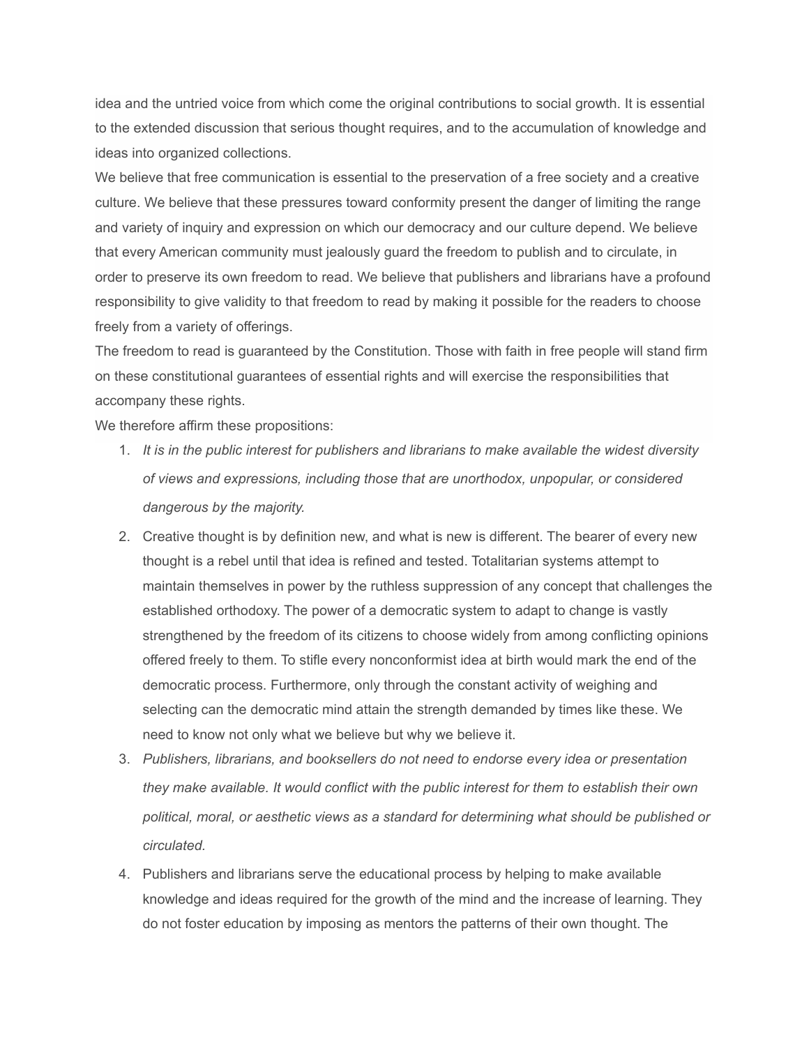idea and the untried voice from which come the original contributions to social growth. It is essential to the extended discussion that serious thought requires, and to the accumulation of knowledge and ideas into organized collections.

We believe that free communication is essential to the preservation of a free society and a creative culture. We believe that these pressures toward conformity present the danger of limiting the range and variety of inquiry and expression on which our democracy and our culture depend. We believe that every American community must jealously guard the freedom to publish and to circulate, in order to preserve its own freedom to read. We believe that publishers and librarians have a profound responsibility to give validity to that freedom to read by making it possible for the readers to choose freely from a variety of offerings.

The freedom to read is guaranteed by the Constitution. Those with faith in free people will stand firm on these constitutional guarantees of essential rights and will exercise the responsibilities that accompany these rights.

We therefore affirm these propositions:

1. *It is in the public interest for publishers and librarians to make available the widest diversity of views and expressions, including those that are unorthodox, unpopular, or considered dangerous by the majority.*
2. Creative thought is by definition new, and what is new is different. The bearer of every new thought is a rebel until that idea is refined and tested. Totalitarian systems attempt to maintain themselves in power by the ruthless suppression of any concept that challenges the established orthodoxy. The power of a democratic system to adapt to change is vastly strengthened by the freedom of its citizens to choose widely from among conflicting opinions offered freely to them. To stifle every nonconformist idea at birth would mark the end of the democratic process. Furthermore, only through the constant activity of weighing and selecting can the democratic mind attain the strength demanded by times like these. We need to know not only what we believe but why we believe it.
3. *Publishers, librarians, and booksellers do not need to endorse every idea or presentation they make available. It would conflict with the public interest for them to establish their own political, moral, or aesthetic views as a standard for determining what should be published or circulated.*
4. Publishers and librarians serve the educational process by helping to make available knowledge and ideas required for the growth of the mind and the increase of learning. They do not foster education by imposing as mentors the patterns of their own thought. The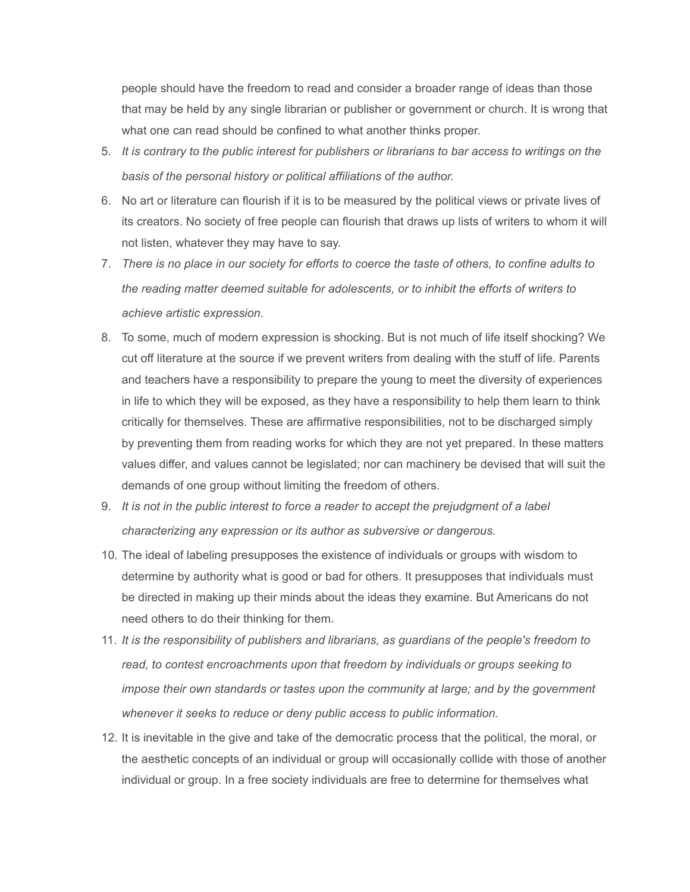people should have the freedom to read and consider a broader range of ideas than those that may be held by any single librarian or publisher or government or church. It is wrong that what one can read should be confined to what another thinks proper.

5. *It is contrary to the public interest for publishers or librarians to bar access to writings on the basis of the personal history or political affiliations of the author.*
6. No art or literature can flourish if it is to be measured by the political views or private lives of its creators. No society of free people can flourish that draws up lists of writers to whom it will not listen, whatever they may have to say.
7. *There is no place in our society for efforts to coerce the taste of others, to confine adults to the reading matter deemed suitable for adolescents, or to inhibit the efforts of writers to achieve artistic expression.*
8. To some, much of modern expression is shocking. But is not much of life itself shocking? We cut off literature at the source if we prevent writers from dealing with the stuff of life. Parents and teachers have a responsibility to prepare the young to meet the diversity of experiences in life to which they will be exposed, as they have a responsibility to help them learn to think critically for themselves. These are affirmative responsibilities, not to be discharged simply by preventing them from reading works for which they are not yet prepared. In these matters values differ, and values cannot be legislated; nor can machinery be devised that will suit the demands of one group without limiting the freedom of others.
9. *It is not in the public interest to force a reader to accept the prejudgment of a label characterizing any expression or its author as subversive or dangerous.*
10. The ideal of labeling presupposes the existence of individuals or groups with wisdom to determine by authority what is good or bad for others. It presupposes that individuals must be directed in making up their minds about the ideas they examine. But Americans do not need others to do their thinking for them.
11. *It is the responsibility of publishers and librarians, as guardians of the people's freedom to read, to contest encroachments upon that freedom by individuals or groups seeking to impose their own standards or tastes upon the community at large; and by the government whenever it seeks to reduce or deny public access to public information.*
12. It is inevitable in the give and take of the democratic process that the political, the moral, or the aesthetic concepts of an individual or group will occasionally collide with those of another individual or group. In a free society individuals are free to determine for themselves what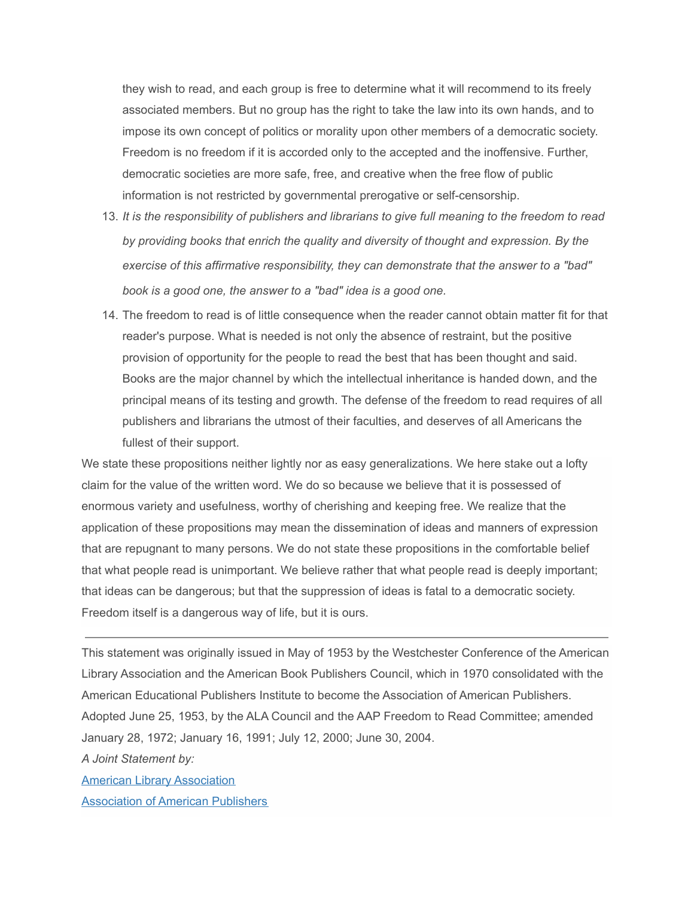they wish to read, and each group is free to determine what it will recommend to its freely associated members. But no group has the right to take the law into its own hands, and to impose its own concept of politics or morality upon other members of a democratic society. Freedom is no freedom if it is accorded only to the accepted and the inoffensive. Further, democratic societies are more safe, free, and creative when the free flow of public information is not restricted by governmental prerogative or self-censorship.

13. *It is the responsibility of publishers and librarians to give full meaning to the freedom to read by providing books that enrich the quality and diversity of thought and expression. By the exercise of this affirmative responsibility, they can demonstrate that the answer to a "bad" book is a good one, the answer to a "bad" idea is a good one.*
14. The freedom to read is of little consequence when the reader cannot obtain matter fit for that reader's purpose. What is needed is not only the absence of restraint, but the positive provision of opportunity for the people to read the best that has been thought and said. Books are the major channel by which the intellectual inheritance is handed down, and the principal means of its testing and growth. The defense of the freedom to read requires of all publishers and librarians the utmost of their faculties, and deserves of all Americans the fullest of their support.

We state these propositions neither lightly nor as easy generalizations. We here stake out a lofty claim for the value of the written word. We do so because we believe that it is possessed of enormous variety and usefulness, worthy of cherishing and keeping free. We realize that the application of these propositions may mean the dissemination of ideas and manners of expression that are repugnant to many persons. We do not state these propositions in the comfortable belief that what people read is unimportant. We believe rather that what people read is deeply important; that ideas can be dangerous; but that the suppression of ideas is fatal to a democratic society. Freedom itself is a dangerous way of life, but it is ours.

---

This statement was originally issued in May of 1953 by the Westchester Conference of the American Library Association and the American Book Publishers Council, which in 1970 consolidated with the American Educational Publishers Institute to become the Association of American Publishers. Adopted June 25, 1953, by the ALA Council and the AAP Freedom to Read Committee; amended January 28, 1972; January 16, 1991; July 12, 2000; June 30, 2004.

*A Joint Statement by:*

American Library Association

Association of American Publishers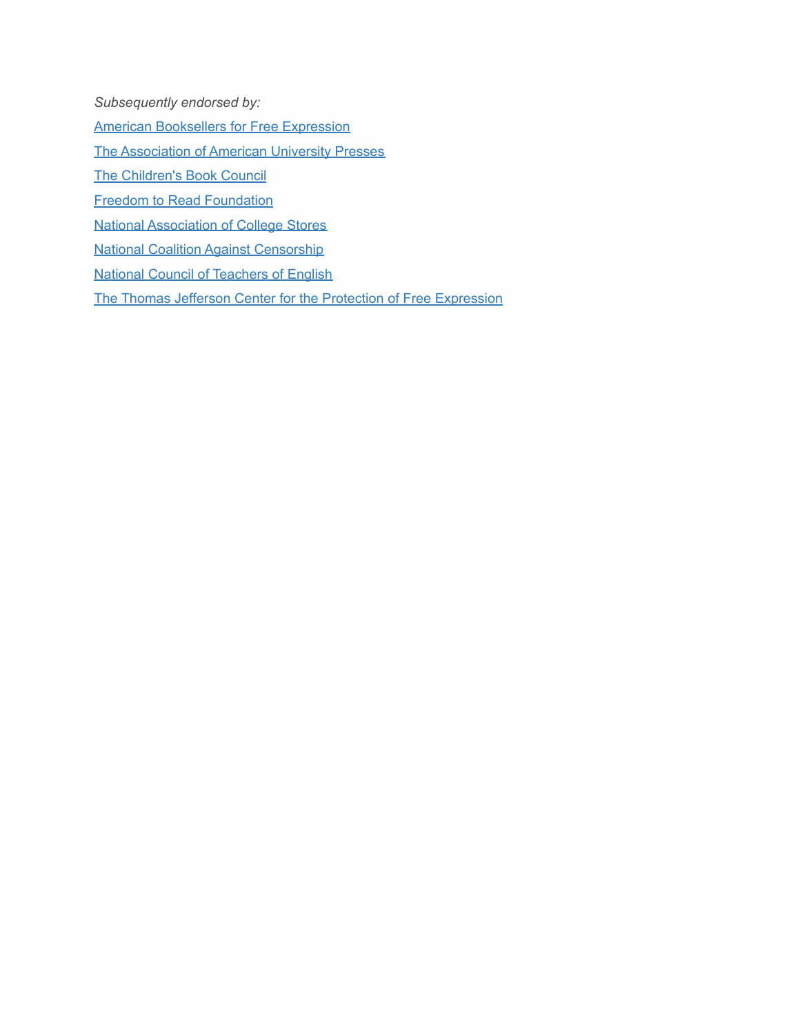*Subsequently endorsed by:*

American Booksellers for Free Expression

The Association of American University Presses

The Children's Book Council

Freedom to Read Foundation

National Association of College Stores

National Coalition Against Censorship

National Council of Teachers of English

The Thomas Jefferson Center for the Protection of Free Expression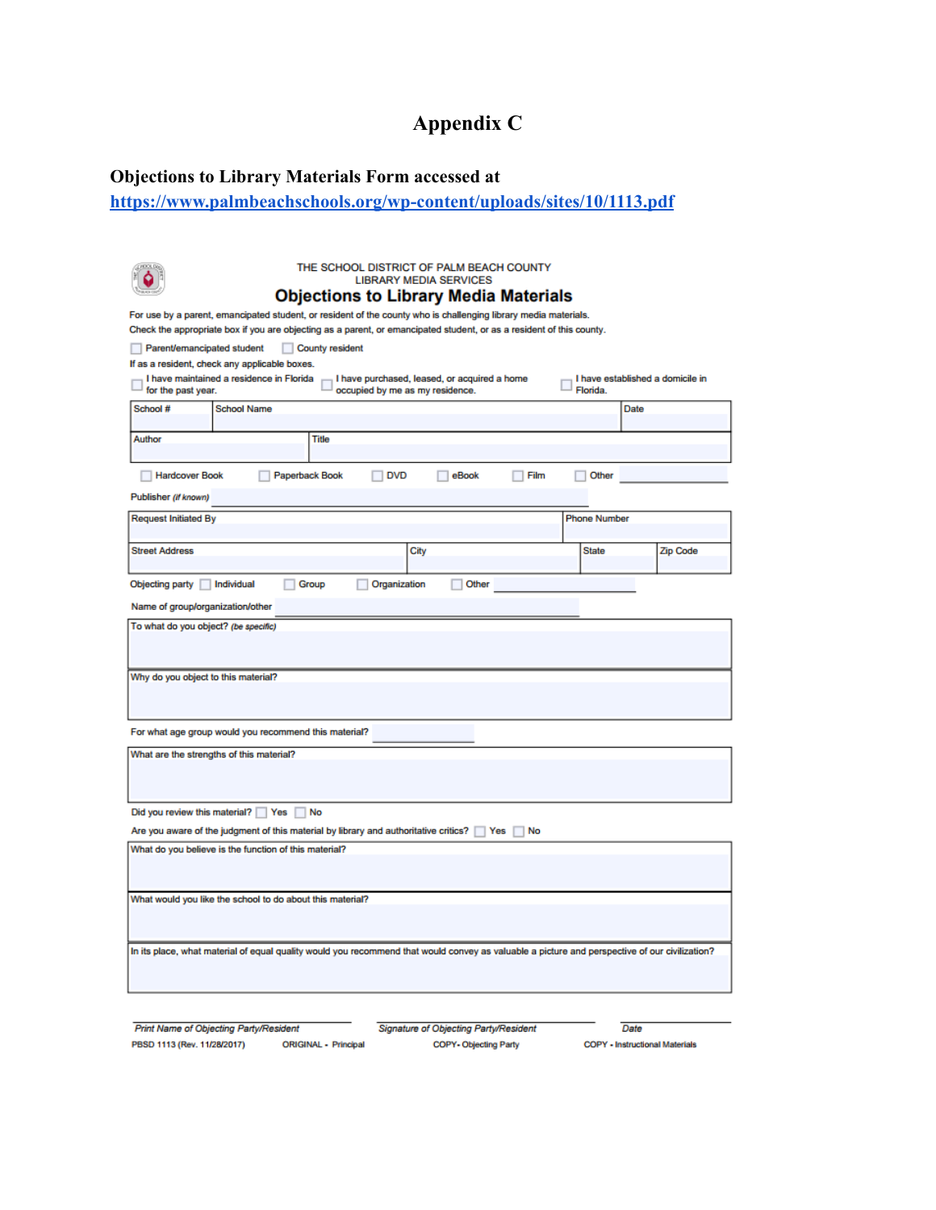# Appendix C

**Objections to Library Materials Form accessed at [https://www.palmbeachschools.org/wp-content/uploads/sites/10/1113.pdf](https://www.palmbeachschools.org/wp-content/uploads/sites/10/1113.pdf)**

THE SCHOOL DISTRICT OF PALM BEACH COUNTY
LIBRARY MEDIA SERVICES

## Objections to Library Media Materials

For use by a parent, emancipated student, or resident of the county who is challenging library media materials.
Check the appropriate box if you are objecting as a parent, or emancipated student, or as a resident of this county.

☐ Parent/emancipated student ☐ County resident

If as a resident, check any applicable boxes.

☐ I have maintained a residence in Florida for the past year. ☐ I have purchased, leased, or acquired a home occupied by me as my residence. ☐ I have established a domicile in Florida.

| School # | School Name | Date |
|---|---|---|
| | | |

| Author | Title |
|---|---|
| | |

☐ Hardcover Book ☐ Paperback Book ☐ DVD ☐ eBook ☐ Film ☐ Other ______

Publisher *(if known)* ______

| Request Initiated By | Phone Number |
|---|---|
| | |

| Street Address | City | State | Zip Code |
|---|---|---|---|
| | | | |

Objecting party ☐ Individual ☐ Group ☐ Organization ☐ Other ______

Name of group/organization/other ______

To what do you object? *(be specific)*

Why do you object to this material?

For what age group would you recommend this material? ______

What are the strengths of this material?

Did you review this material? ☐ Yes ☐ No

Are you aware of the judgment of this material by library and authoritative critics? ☐ Yes ☐ No

What do you believe is the function of this material?

What would you like the school to do about this material?

In its place, what material of equal quality would you recommend that would convey as valuable a picture and perspective of our civilization?

*Print Name of Objecting Party/Resident* *Signature of Objecting Party/Resident* *Date*

PBSD 1113 (Rev. 11/28/2017) ORIGINAL - Principal COPY- Objecting Party COPY - Instructional Materials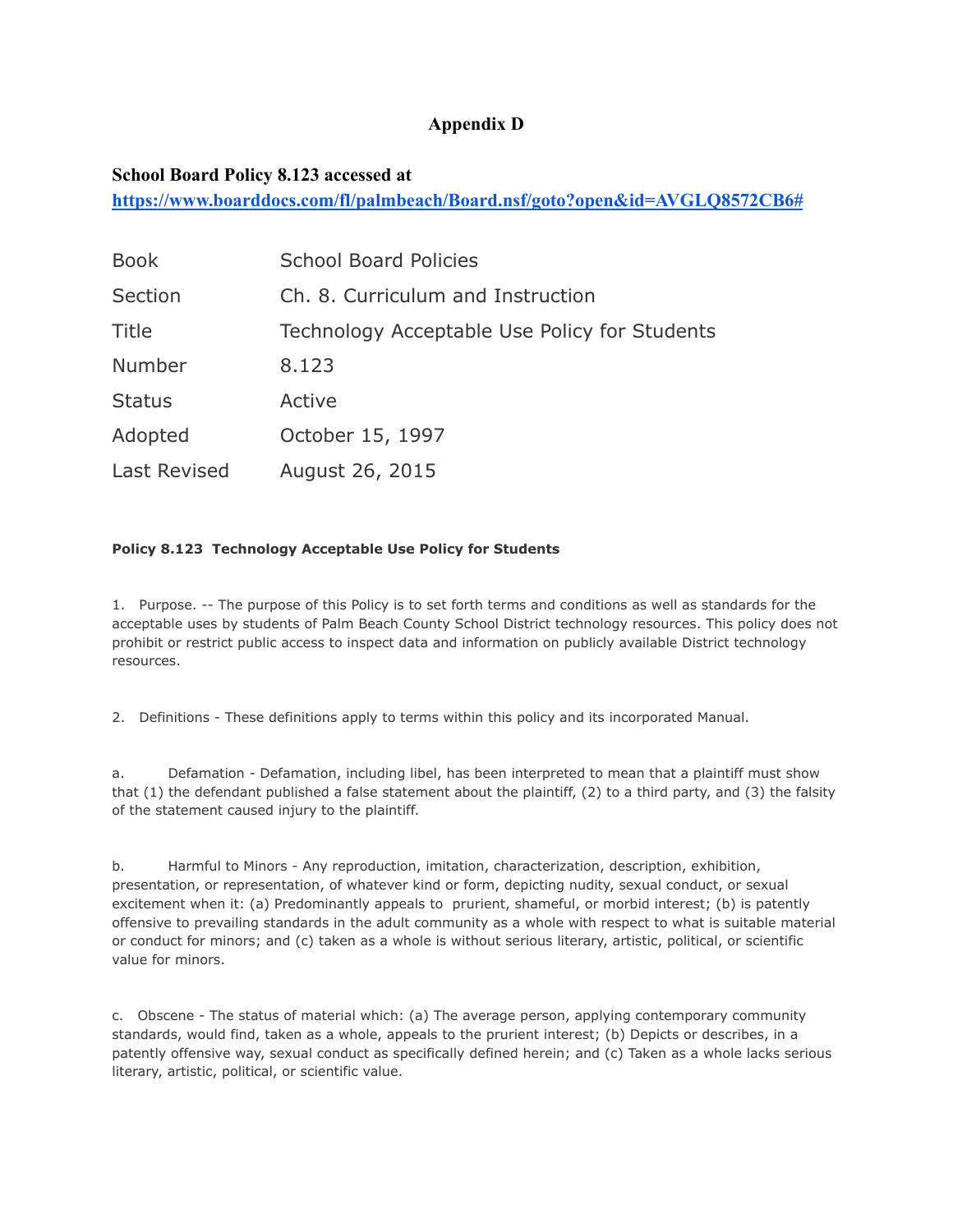# Appendix D

**School Board Policy 8.123 accessed at**
**https://www.boarddocs.com/fl/palmbeach/Board.nsf/goto?open&id=AVGLQ8572CB6#**

| | |
|---|---|
| Book | School Board Policies |
| Section | Ch. 8. Curriculum and Instruction |
| Title | Technology Acceptable Use Policy for Students |
| Number | 8.123 |
| Status | Active |
| Adopted | October 15, 1997 |
| Last Revised | August 26, 2015 |

**Policy 8.123 Technology Acceptable Use Policy for Students**

1. Purpose. -- The purpose of this Policy is to set forth terms and conditions as well as standards for the acceptable uses by students of Palm Beach County School District technology resources. This policy does not prohibit or restrict public access to inspect data and information on publicly available District technology resources.

2. Definitions - These definitions apply to terms within this policy and its incorporated Manual.

a. Defamation - Defamation, including libel, has been interpreted to mean that a plaintiff must show that (1) the defendant published a false statement about the plaintiff, (2) to a third party, and (3) the falsity of the statement caused injury to the plaintiff.

b. Harmful to Minors - Any reproduction, imitation, characterization, description, exhibition, presentation, or representation, of whatever kind or form, depicting nudity, sexual conduct, or sexual excitement when it: (a) Predominantly appeals to prurient, shameful, or morbid interest; (b) is patently offensive to prevailing standards in the adult community as a whole with respect to what is suitable material or conduct for minors; and (c) taken as a whole is without serious literary, artistic, political, or scientific value for minors.

c. Obscene - The status of material which: (a) The average person, applying contemporary community standards, would find, taken as a whole, appeals to the prurient interest; (b) Depicts or describes, in a patently offensive way, sexual conduct as specifically defined herein; and (c) Taken as a whole lacks serious literary, artistic, political, or scientific value.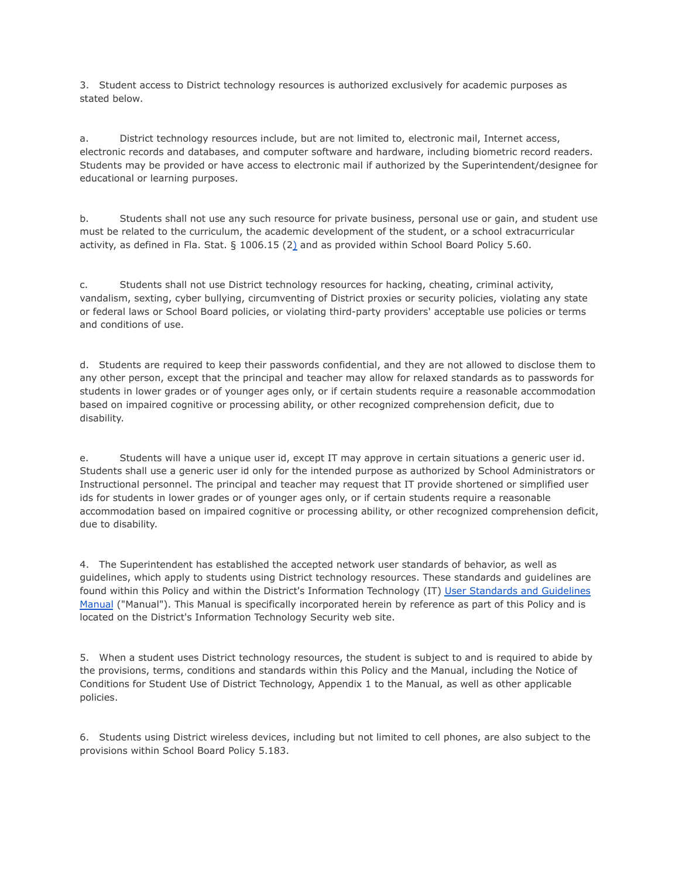3. Student access to District technology resources is authorized exclusively for academic purposes as stated below.

a. District technology resources include, but are not limited to, electronic mail, Internet access, electronic records and databases, and computer software and hardware, including biometric record readers. Students may be provided or have access to electronic mail if authorized by the Superintendent/designee for educational or learning purposes.

b. Students shall not use any such resource for private business, personal use or gain, and student use must be related to the curriculum, the academic development of the student, or a school extracurricular activity, as defined in Fla. Stat. § 1006.15 (2) and as provided within School Board Policy 5.60.

c. Students shall not use District technology resources for hacking, cheating, criminal activity, vandalism, sexting, cyber bullying, circumventing of District proxies or security policies, violating any state or federal laws or School Board policies, or violating third-party providers' acceptable use policies or terms and conditions of use.

d. Students are required to keep their passwords confidential, and they are not allowed to disclose them to any other person, except that the principal and teacher may allow for relaxed standards as to passwords for students in lower grades or of younger ages only, or if certain students require a reasonable accommodation based on impaired cognitive or processing ability, or other recognized comprehension deficit, due to disability.

e. Students will have a unique user id, except IT may approve in certain situations a generic user id. Students shall use a generic user id only for the intended purpose as authorized by School Administrators or Instructional personnel. The principal and teacher may request that IT provide shortened or simplified user ids for students in lower grades or of younger ages only, or if certain students require a reasonable accommodation based on impaired cognitive or processing ability, or other recognized comprehension deficit, due to disability.

4. The Superintendent has established the accepted network user standards of behavior, as well as guidelines, which apply to students using District technology resources. These standards and guidelines are found within this Policy and within the District's Information Technology (IT) User Standards and Guidelines Manual ("Manual"). This Manual is specifically incorporated herein by reference as part of this Policy and is located on the District's Information Technology Security web site.

5. When a student uses District technology resources, the student is subject to and is required to abide by the provisions, terms, conditions and standards within this Policy and the Manual, including the Notice of Conditions for Student Use of District Technology, Appendix 1 to the Manual, as well as other applicable policies.

6. Students using District wireless devices, including but not limited to cell phones, are also subject to the provisions within School Board Policy 5.183.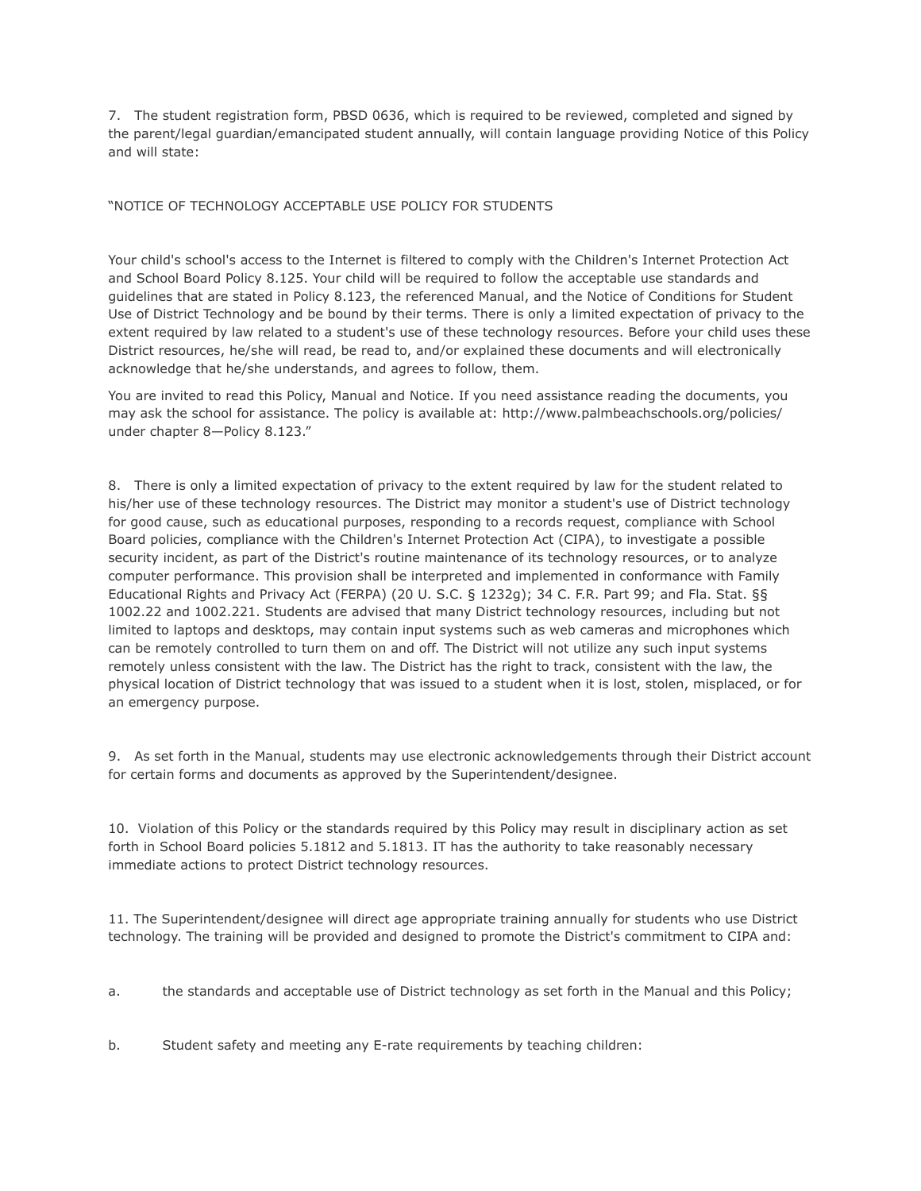7. The student registration form, PBSD 0636, which is required to be reviewed, completed and signed by the parent/legal guardian/emancipated student annually, will contain language providing Notice of this Policy and will state:

"NOTICE OF TECHNOLOGY ACCEPTABLE USE POLICY FOR STUDENTS

Your child's school's access to the Internet is filtered to comply with the Children's Internet Protection Act and School Board Policy 8.125. Your child will be required to follow the acceptable use standards and guidelines that are stated in Policy 8.123, the referenced Manual, and the Notice of Conditions for Student Use of District Technology and be bound by their terms. There is only a limited expectation of privacy to the extent required by law related to a student's use of these technology resources. Before your child uses these District resources, he/she will read, be read to, and/or explained these documents and will electronically acknowledge that he/she understands, and agrees to follow, them.

You are invited to read this Policy, Manual and Notice. If you need assistance reading the documents, you may ask the school for assistance. The policy is available at: http://www.palmbeachschools.org/policies/ under chapter 8—Policy 8.123."

8. There is only a limited expectation of privacy to the extent required by law for the student related to his/her use of these technology resources. The District may monitor a student's use of District technology for good cause, such as educational purposes, responding to a records request, compliance with School Board policies, compliance with the Children's Internet Protection Act (CIPA), to investigate a possible security incident, as part of the District's routine maintenance of its technology resources, or to analyze computer performance. This provision shall be interpreted and implemented in conformance with Family Educational Rights and Privacy Act (FERPA) (20 U. S.C. § 1232g); 34 C. F.R. Part 99; and Fla. Stat. §§ 1002.22 and 1002.221. Students are advised that many District technology resources, including but not limited to laptops and desktops, may contain input systems such as web cameras and microphones which can be remotely controlled to turn them on and off. The District will not utilize any such input systems remotely unless consistent with the law. The District has the right to track, consistent with the law, the physical location of District technology that was issued to a student when it is lost, stolen, misplaced, or for an emergency purpose.

9. As set forth in the Manual, students may use electronic acknowledgements through their District account for certain forms and documents as approved by the Superintendent/designee.

10. Violation of this Policy or the standards required by this Policy may result in disciplinary action as set forth in School Board policies 5.1812 and 5.1813. IT has the authority to take reasonably necessary immediate actions to protect District technology resources.

11. The Superintendent/designee will direct age appropriate training annually for students who use District technology. The training will be provided and designed to promote the District's commitment to CIPA and:

a. the standards and acceptable use of District technology as set forth in the Manual and this Policy;

b. Student safety and meeting any E-rate requirements by teaching children: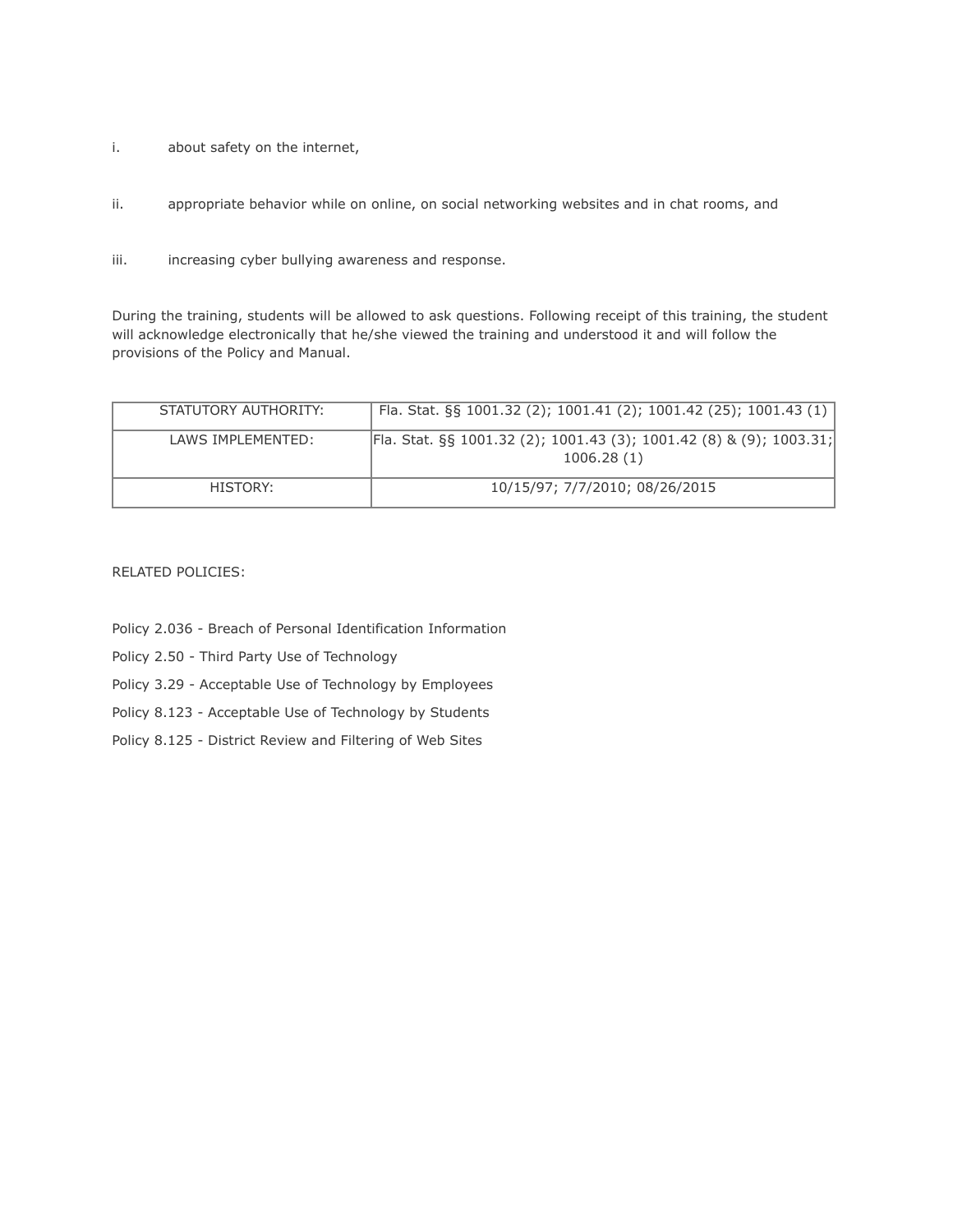i. about safety on the internet,

ii. appropriate behavior while on online, on social networking websites and in chat rooms, and

iii. increasing cyber bullying awareness and response.

During the training, students will be allowed to ask questions. Following receipt of this training, the student will acknowledge electronically that he/she viewed the training and understood it and will follow the provisions of the Policy and Manual.

| STATUTORY AUTHORITY: | Fla. Stat. §§ 1001.32 (2); 1001.41 (2); 1001.42 (25); 1001.43 (1) |
|---|---|
| LAWS IMPLEMENTED: | Fla. Stat. §§ 1001.32 (2); 1001.43 (3); 1001.42 (8) & (9); 1003.31; 1006.28 (1) |
| HISTORY: | 10/15/97; 7/7/2010; 08/26/2015 |

RELATED POLICIES:

Policy 2.036 - Breach of Personal Identification Information

Policy 2.50 - Third Party Use of Technology

Policy 3.29 - Acceptable Use of Technology by Employees

Policy 8.123 - Acceptable Use of Technology by Students

Policy 8.125 - District Review and Filtering of Web Sites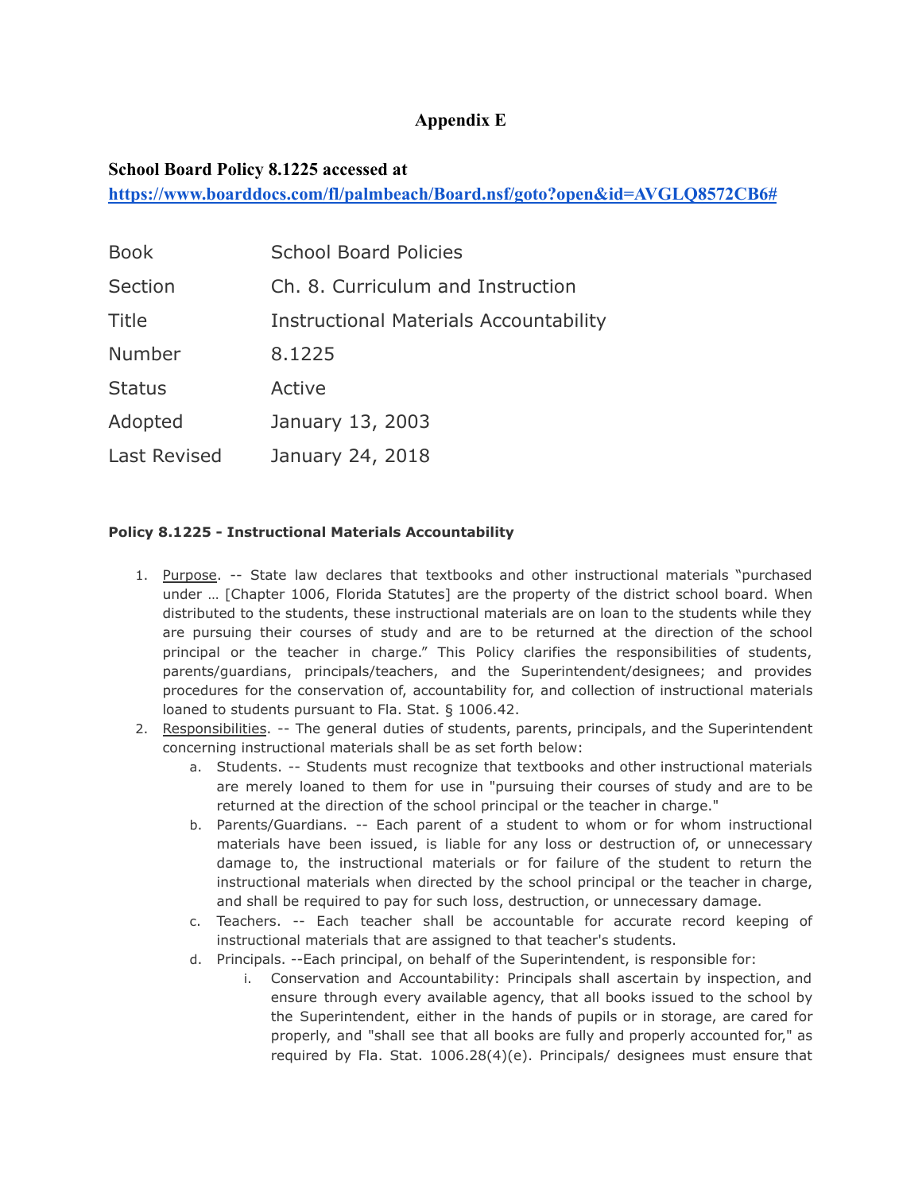# Appendix E

**School Board Policy 8.1225 accessed at**
**https://www.boarddocs.com/fl/palmbeach/Board.nsf/goto?open&id=AVGLQ8572CB6#**

| Book | School Board Policies |
|---|---|
| Section | Ch. 8. Curriculum and Instruction |
| Title | Instructional Materials Accountability |
| Number | 8.1225 |
| Status | Active |
| Adopted | January 13, 2003 |
| Last Revised | January 24, 2018 |

**Policy 8.1225 - Instructional Materials Accountability**

1. Purpose. -- State law declares that textbooks and other instructional materials "purchased under … [Chapter 1006, Florida Statutes] are the property of the district school board. When distributed to the students, these instructional materials are on loan to the students while they are pursuing their courses of study and are to be returned at the direction of the school principal or the teacher in charge." This Policy clarifies the responsibilities of students, parents/guardians, principals/teachers, and the Superintendent/designees; and provides procedures for the conservation of, accountability for, and collection of instructional materials loaned to students pursuant to Fla. Stat. § 1006.42.
2. Responsibilities. -- The general duties of students, parents, principals, and the Superintendent concerning instructional materials shall be as set forth below:
   a. Students. -- Students must recognize that textbooks and other instructional materials are merely loaned to them for use in "pursuing their courses of study and are to be returned at the direction of the school principal or the teacher in charge."
   b. Parents/Guardians. -- Each parent of a student to whom or for whom instructional materials have been issued, is liable for any loss or destruction of, or unnecessary damage to, the instructional materials or for failure of the student to return the instructional materials when directed by the school principal or the teacher in charge, and shall be required to pay for such loss, destruction, or unnecessary damage.
   c. Teachers. -- Each teacher shall be accountable for accurate record keeping of instructional materials that are assigned to that teacher's students.
   d. Principals. --Each principal, on behalf of the Superintendent, is responsible for:
      i. Conservation and Accountability: Principals shall ascertain by inspection, and ensure through every available agency, that all books issued to the school by the Superintendent, either in the hands of pupils or in storage, are cared for properly, and "shall see that all books are fully and properly accounted for," as required by Fla. Stat. 1006.28(4)(e). Principals/ designees must ensure that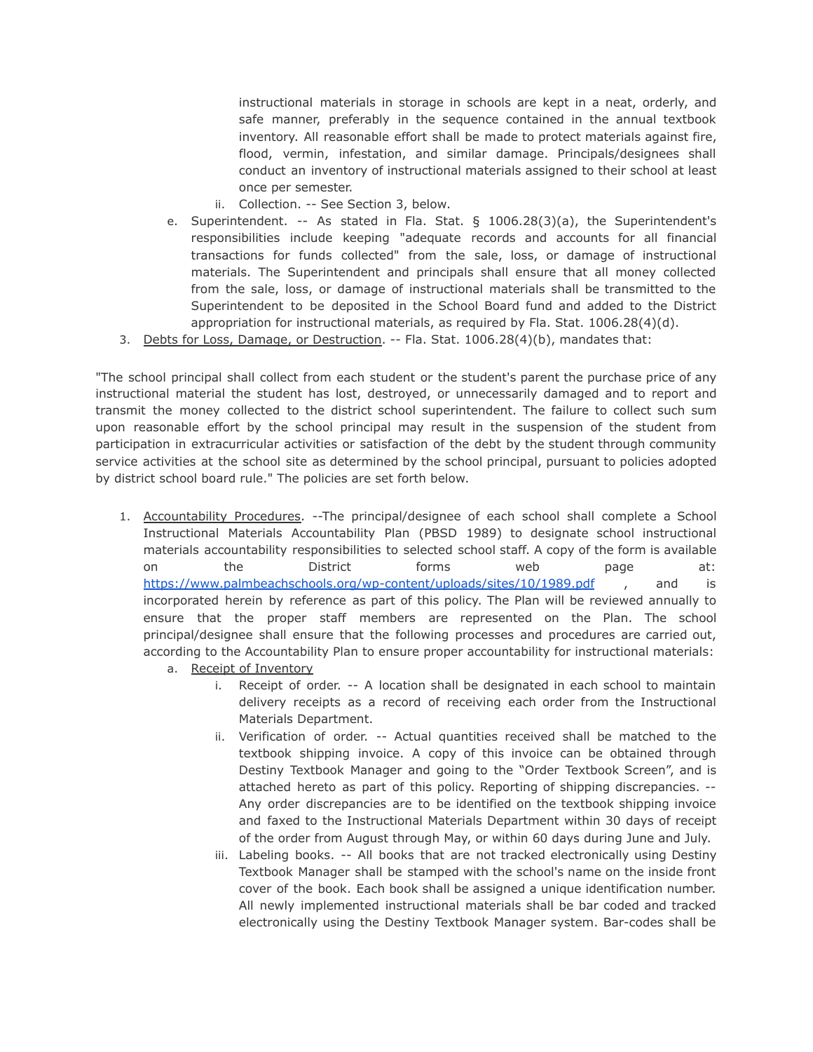instructional materials in storage in schools are kept in a neat, orderly, and safe manner, preferably in the sequence contained in the annual textbook inventory. All reasonable effort shall be made to protect materials against fire, flood, vermin, infestation, and similar damage. Principals/designees shall conduct an inventory of instructional materials assigned to their school at least once per semester.

   ii. Collection. -- See Section 3, below.

e. Superintendent. -- As stated in Fla. Stat. § 1006.28(3)(a), the Superintendent's responsibilities include keeping "adequate records and accounts for all financial transactions for funds collected" from the sale, loss, or damage of instructional materials. The Superintendent and principals shall ensure that all money collected from the sale, loss, or damage of instructional materials shall be transmitted to the Superintendent to be deposited in the School Board fund and added to the District appropriation for instructional materials, as required by Fla. Stat. 1006.28(4)(d).

3. Debts for Loss, Damage, or Destruction. -- Fla. Stat. 1006.28(4)(b), mandates that:

"The school principal shall collect from each student or the student's parent the purchase price of any instructional material the student has lost, destroyed, or unnecessarily damaged and to report and transmit the money collected to the district school superintendent. The failure to collect such sum upon reasonable effort by the school principal may result in the suspension of the student from participation in extracurricular activities or satisfaction of the debt by the student through community service activities at the school site as determined by the school principal, pursuant to policies adopted by district school board rule." The policies are set forth below.

1. Accountability Procedures. --The principal/designee of each school shall complete a School Instructional Materials Accountability Plan (PBSD 1989) to designate school instructional materials accountability responsibilities to selected school staff. A copy of the form is available on the District forms web page at: https://www.palmbeachschools.org/wp-content/uploads/sites/10/1989.pdf , and is incorporated herein by reference as part of this policy. The Plan will be reviewed annually to ensure that the proper staff members are represented on the Plan. The school principal/designee shall ensure that the following processes and procedures are carried out, according to the Accountability Plan to ensure proper accountability for instructional materials:
   a. Receipt of Inventory
      i. Receipt of order. -- A location shall be designated in each school to maintain delivery receipts as a record of receiving each order from the Instructional Materials Department.
      ii. Verification of order. -- Actual quantities received shall be matched to the textbook shipping invoice. A copy of this invoice can be obtained through Destiny Textbook Manager and going to the "Order Textbook Screen", and is attached hereto as part of this policy. Reporting of shipping discrepancies. -- Any order discrepancies are to be identified on the textbook shipping invoice and faxed to the Instructional Materials Department within 30 days of receipt of the order from August through May, or within 60 days during June and July.
      iii. Labeling books. -- All books that are not tracked electronically using Destiny Textbook Manager shall be stamped with the school's name on the inside front cover of the book. Each book shall be assigned a unique identification number. All newly implemented instructional materials shall be bar coded and tracked electronically using the Destiny Textbook Manager system. Bar-codes shall be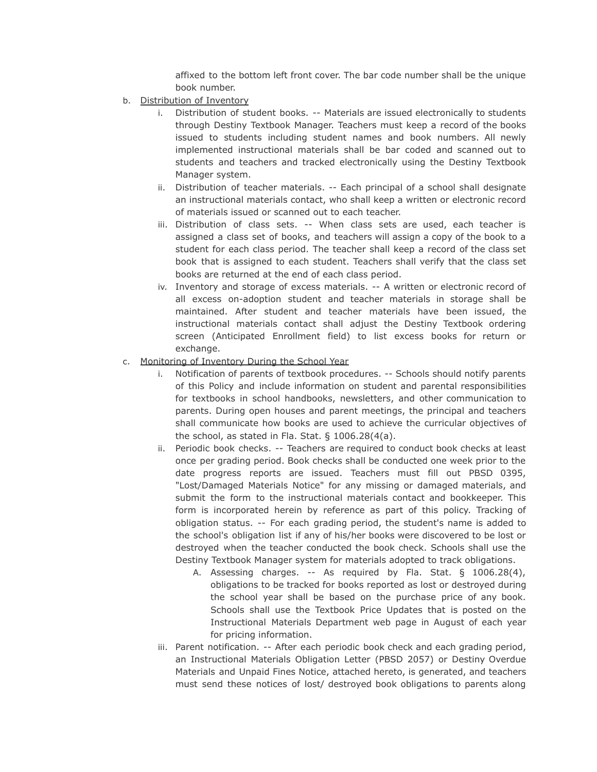affixed to the bottom left front cover. The bar code number shall be the unique book number.

b. Distribution of Inventory

   i. Distribution of student books. -- Materials are issued electronically to students through Destiny Textbook Manager. Teachers must keep a record of the books issued to students including student names and book numbers. All newly implemented instructional materials shall be bar coded and scanned out to students and teachers and tracked electronically using the Destiny Textbook Manager system.

   ii. Distribution of teacher materials. -- Each principal of a school shall designate an instructional materials contact, who shall keep a written or electronic record of materials issued or scanned out to each teacher.

   iii. Distribution of class sets. -- When class sets are used, each teacher is assigned a class set of books, and teachers will assign a copy of the book to a student for each class period. The teacher shall keep a record of the class set book that is assigned to each student. Teachers shall verify that the class set books are returned at the end of each class period.

   iv. Inventory and storage of excess materials. -- A written or electronic record of all excess on-adoption student and teacher materials in storage shall be maintained. After student and teacher materials have been issued, the instructional materials contact shall adjust the Destiny Textbook ordering screen (Anticipated Enrollment field) to list excess books for return or exchange.

c. Monitoring of Inventory During the School Year

   i. Notification of parents of textbook procedures. -- Schools should notify parents of this Policy and include information on student and parental responsibilities for textbooks in school handbooks, newsletters, and other communication to parents. During open houses and parent meetings, the principal and teachers shall communicate how books are used to achieve the curricular objectives of the school, as stated in Fla. Stat. § 1006.28(4(a).

   ii. Periodic book checks. -- Teachers are required to conduct book checks at least once per grading period. Book checks shall be conducted one week prior to the date progress reports are issued. Teachers must fill out PBSD 0395, "Lost/Damaged Materials Notice" for any missing or damaged materials, and submit the form to the instructional materials contact and bookkeeper. This form is incorporated herein by reference as part of this policy. Tracking of obligation status. -- For each grading period, the student's name is added to the school's obligation list if any of his/her books were discovered to be lost or destroyed when the teacher conducted the book check. Schools shall use the Destiny Textbook Manager system for materials adopted to track obligations.

      A. Assessing charges. -- As required by Fla. Stat. § 1006.28(4), obligations to be tracked for books reported as lost or destroyed during the school year shall be based on the purchase price of any book. Schools shall use the Textbook Price Updates that is posted on the Instructional Materials Department web page in August of each year for pricing information.

   iii. Parent notification. -- After each periodic book check and each grading period, an Instructional Materials Obligation Letter (PBSD 2057) or Destiny Overdue Materials and Unpaid Fines Notice, attached hereto, is generated, and teachers must send these notices of lost/ destroyed book obligations to parents along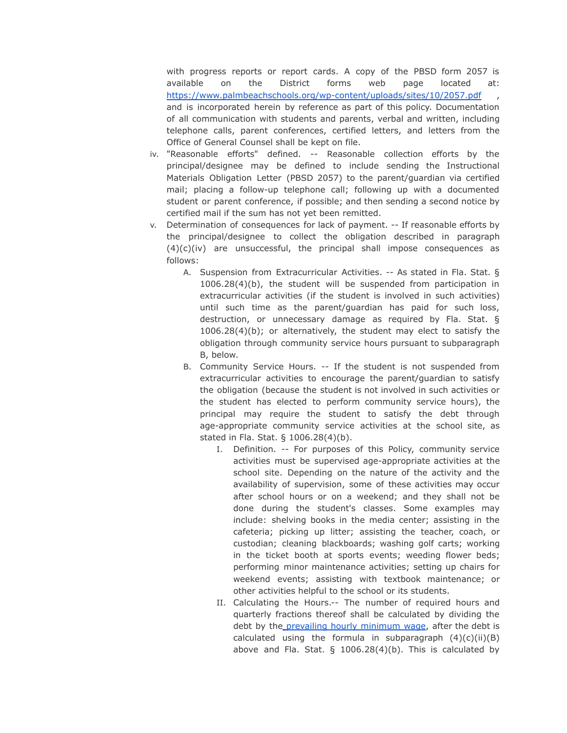with progress reports or report cards. A copy of the PBSD form 2057 is available on the District forms web page located at: https://www.palmbeachschools.org/wp-content/uploads/sites/10/2057.pdf , and is incorporated herein by reference as part of this policy. Documentation of all communication with students and parents, verbal and written, including telephone calls, parent conferences, certified letters, and letters from the Office of General Counsel shall be kept on file.

iv. "Reasonable efforts" defined. -- Reasonable collection efforts by the principal/designee may be defined to include sending the Instructional Materials Obligation Letter (PBSD 2057) to the parent/guardian via certified mail; placing a follow-up telephone call; following up with a documented student or parent conference, if possible; and then sending a second notice by certified mail if the sum has not yet been remitted.

v. Determination of consequences for lack of payment. -- If reasonable efforts by the principal/designee to collect the obligation described in paragraph (4)(c)(iv) are unsuccessful, the principal shall impose consequences as follows:

   A. Suspension from Extracurricular Activities. -- As stated in Fla. Stat. § 1006.28(4)(b), the student will be suspended from participation in extracurricular activities (if the student is involved in such activities) until such time as the parent/guardian has paid for such loss, destruction, or unnecessary damage as required by Fla. Stat. § 1006.28(4)(b); or alternatively, the student may elect to satisfy the obligation through community service hours pursuant to subparagraph B, below.

   B. Community Service Hours. -- If the student is not suspended from extracurricular activities to encourage the parent/guardian to satisfy the obligation (because the student is not involved in such activities or the student has elected to perform community service hours), the principal may require the student to satisfy the debt through age-appropriate community service activities at the school site, as stated in Fla. Stat. § 1006.28(4)(b).

      I. Definition. -- For purposes of this Policy, community service activities must be supervised age-appropriate activities at the school site. Depending on the nature of the activity and the availability of supervision, some of these activities may occur after school hours or on a weekend; and they shall not be done during the student's classes. Some examples may include: shelving books in the media center; assisting in the cafeteria; picking up litter; assisting the teacher, coach, or custodian; cleaning blackboards; washing golf carts; working in the ticket booth at sports events; weeding flower beds; performing minor maintenance activities; setting up chairs for weekend events; assisting with textbook maintenance; or other activities helpful to the school or its students.

      II. Calculating the Hours.-- The number of required hours and quarterly fractions thereof shall be calculated by dividing the debt by the prevailing hourly minimum wage, after the debt is calculated using the formula in subparagraph (4)(c)(ii)(B) above and Fla. Stat. § 1006.28(4)(b). This is calculated by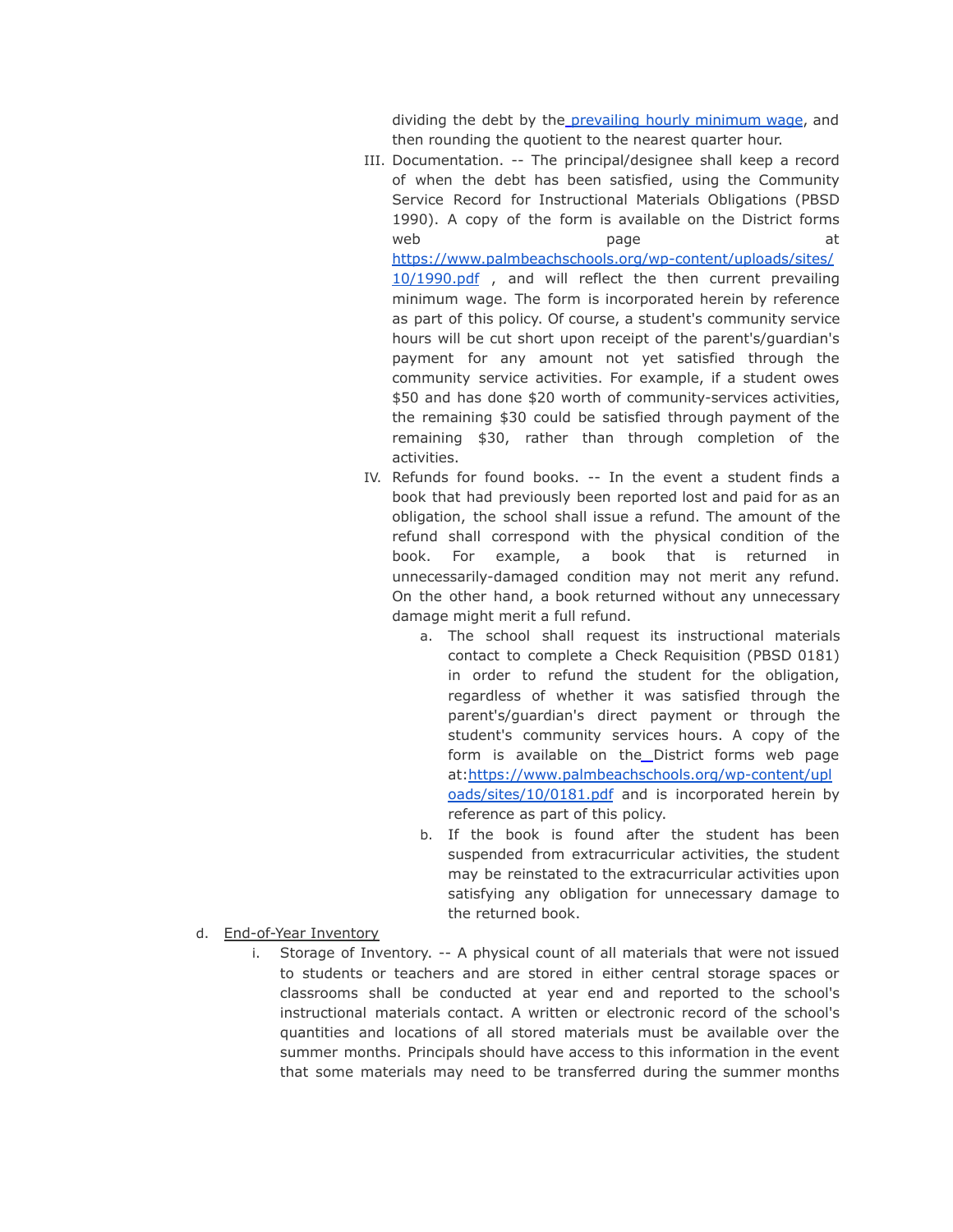dividing the debt by the [prevailing hourly minimum wage](), and then rounding the quotient to the nearest quarter hour.

III. Documentation. -- The principal/designee shall keep a record of when the debt has been satisfied, using the Community Service Record for Instructional Materials Obligations (PBSD 1990). A copy of the form is available on the District forms web page at https://www.palmbeachschools.org/wp-content/uploads/sites/10/1990.pdf , and will reflect the then current prevailing minimum wage. The form is incorporated herein by reference as part of this policy. Of course, a student's community service hours will be cut short upon receipt of the parent's/guardian's payment for any amount not yet satisfied through the community service activities. For example, if a student owes $50 and has done $20 worth of community-services activities, the remaining $30 could be satisfied through payment of the remaining $30, rather than through completion of the activities.

IV. Refunds for found books. -- In the event a student finds a book that had previously been reported lost and paid for as an obligation, the school shall issue a refund. The amount of the refund shall correspond with the physical condition of the book. For example, a book that is returned in unnecessarily-damaged condition may not merit any refund. On the other hand, a book returned without any unnecessary damage might merit a full refund.

   a. The school shall request its instructional materials contact to complete a Check Requisition (PBSD 0181) in order to refund the student for the obligation, regardless of whether it was satisfied through the parent's/guardian's direct payment or through the student's community services hours. A copy of the form is available on the District forms web page at:https://www.palmbeachschools.org/wp-content/uploads/sites/10/0181.pdf and is incorporated herein by reference as part of this policy.

   b. If the book is found after the student has been suspended from extracurricular activities, the student may be reinstated to the extracurricular activities upon satisfying any obligation for unnecessary damage to the returned book.

d. <u>End-of-Year Inventory</u>

   i. Storage of Inventory. -- A physical count of all materials that were not issued to students or teachers and are stored in either central storage spaces or classrooms shall be conducted at year end and reported to the school's instructional materials contact. A written or electronic record of the school's quantities and locations of all stored materials must be available over the summer months. Principals should have access to this information in the event that some materials may need to be transferred during the summer months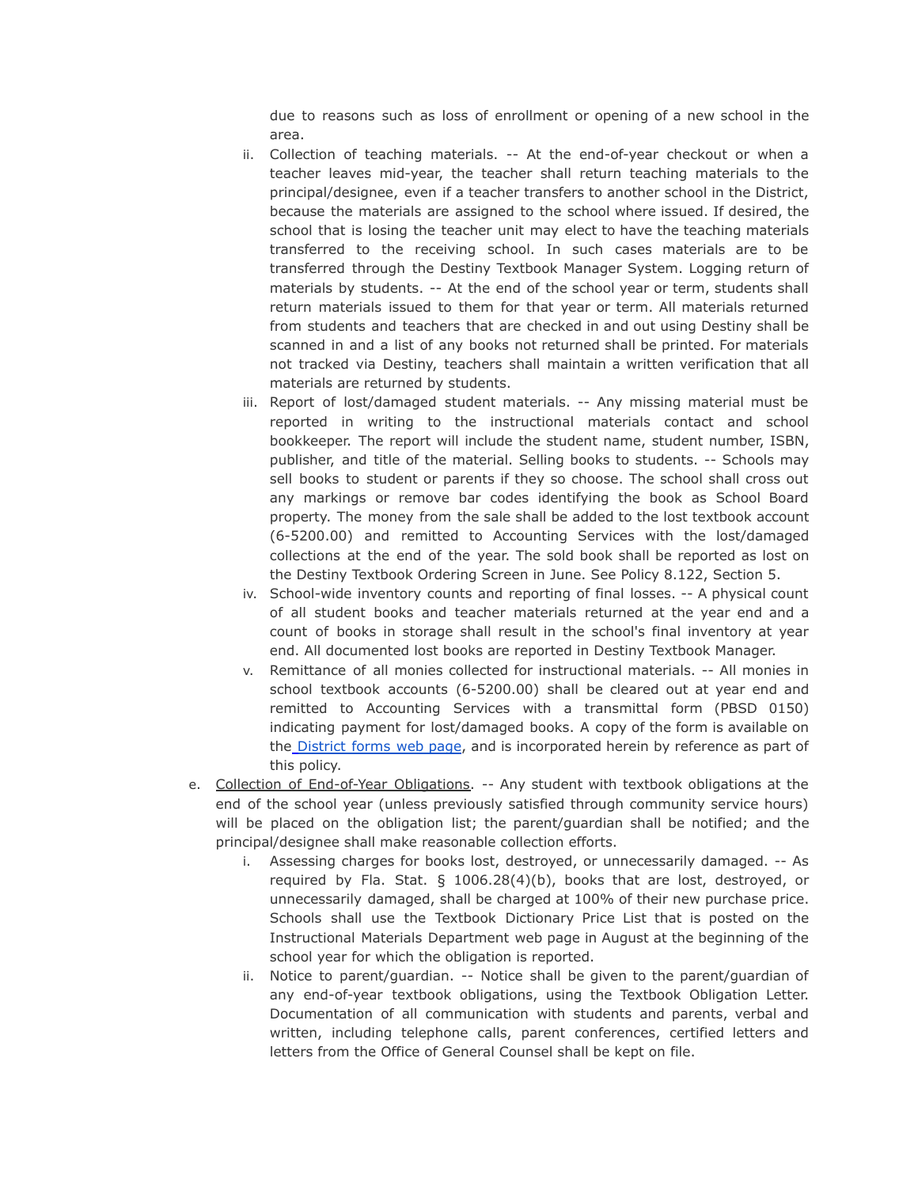due to reasons such as loss of enrollment or opening of a new school in the area.

   ii. Collection of teaching materials. -- At the end-of-year checkout or when a teacher leaves mid-year, the teacher shall return teaching materials to the principal/designee, even if a teacher transfers to another school in the District, because the materials are assigned to the school where issued. If desired, the school that is losing the teacher unit may elect to have the teaching materials transferred to the receiving school. In such cases materials are to be transferred through the Destiny Textbook Manager System. Logging return of materials by students. -- At the end of the school year or term, students shall return materials issued to them for that year or term. All materials returned from students and teachers that are checked in and out using Destiny shall be scanned in and a list of any books not returned shall be printed. For materials not tracked via Destiny, teachers shall maintain a written verification that all materials are returned by students.

   iii. Report of lost/damaged student materials. -- Any missing material must be reported in writing to the instructional materials contact and school bookkeeper. The report will include the student name, student number, ISBN, publisher, and title of the material. Selling books to students. -- Schools may sell books to student or parents if they so choose. The school shall cross out any markings or remove bar codes identifying the book as School Board property. The money from the sale shall be added to the lost textbook account (6-5200.00) and remitted to Accounting Services with the lost/damaged collections at the end of the year. The sold book shall be reported as lost on the Destiny Textbook Ordering Screen in June. See Policy 8.122, Section 5.

   iv. School-wide inventory counts and reporting of final losses. -- A physical count of all student books and teacher materials returned at the year end and a count of books in storage shall result in the school's final inventory at year end. All documented lost books are reported in Destiny Textbook Manager.

   v. Remittance of all monies collected for instructional materials. -- All monies in school textbook accounts (6-5200.00) shall be cleared out at year end and remitted to Accounting Services with a transmittal form (PBSD 0150) indicating payment for lost/damaged books. A copy of the form is available on the District forms web page, and is incorporated herein by reference as part of this policy.

e. <u>Collection of End-of-Year Obligations</u>. -- Any student with textbook obligations at the end of the school year (unless previously satisfied through community service hours) will be placed on the obligation list; the parent/guardian shall be notified; and the principal/designee shall make reasonable collection efforts.

   i. Assessing charges for books lost, destroyed, or unnecessarily damaged. -- As required by Fla. Stat. § 1006.28(4)(b), books that are lost, destroyed, or unnecessarily damaged, shall be charged at 100% of their new purchase price. Schools shall use the Textbook Dictionary Price List that is posted on the Instructional Materials Department web page in August at the beginning of the school year for which the obligation is reported.

   ii. Notice to parent/guardian. -- Notice shall be given to the parent/guardian of any end-of-year textbook obligations, using the Textbook Obligation Letter. Documentation of all communication with students and parents, verbal and written, including telephone calls, parent conferences, certified letters and letters from the Office of General Counsel shall be kept on file.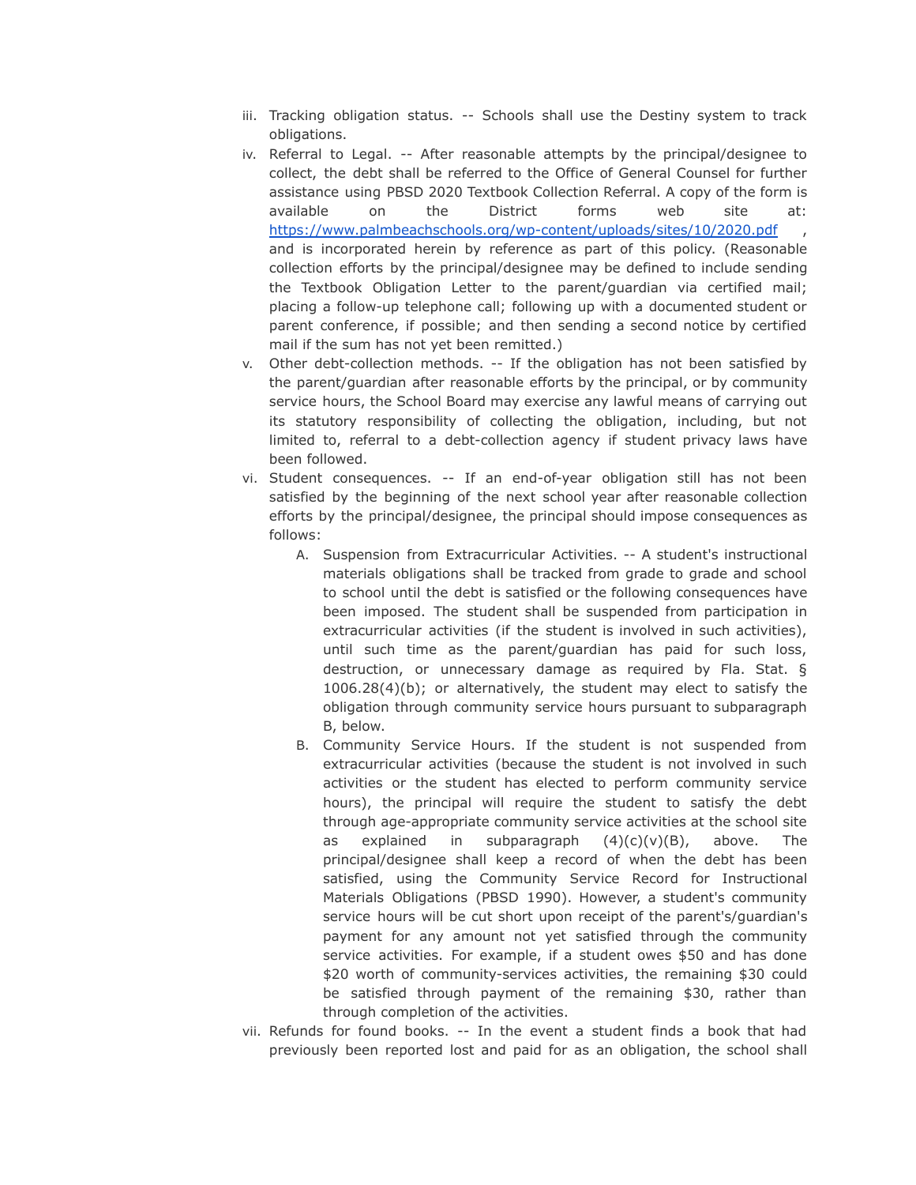iii. Tracking obligation status. -- Schools shall use the Destiny system to track obligations.

iv. Referral to Legal. -- After reasonable attempts by the principal/designee to collect, the debt shall be referred to the Office of General Counsel for further assistance using PBSD 2020 Textbook Collection Referral. A copy of the form is available on the District forms web site at: [https://www.palmbeachschools.org/wp-content/uploads/sites/10/2020.pdf](https://www.palmbeachschools.org/wp-content/uploads/sites/10/2020.pdf) , and is incorporated herein by reference as part of this policy. (Reasonable collection efforts by the principal/designee may be defined to include sending the Textbook Obligation Letter to the parent/guardian via certified mail; placing a follow-up telephone call; following up with a documented student or parent conference, if possible; and then sending a second notice by certified mail if the sum has not yet been remitted.)

v. Other debt-collection methods. -- If the obligation has not been satisfied by the parent/guardian after reasonable efforts by the principal, or by community service hours, the School Board may exercise any lawful means of carrying out its statutory responsibility of collecting the obligation, including, but not limited to, referral to a debt-collection agency if student privacy laws have been followed.

vi. Student consequences. -- If an end-of-year obligation still has not been satisfied by the beginning of the next school year after reasonable collection efforts by the principal/designee, the principal should impose consequences as follows:

   A. Suspension from Extracurricular Activities. -- A student's instructional materials obligations shall be tracked from grade to grade and school to school until the debt is satisfied or the following consequences have been imposed. The student shall be suspended from participation in extracurricular activities (if the student is involved in such activities), until such time as the parent/guardian has paid for such loss, destruction, or unnecessary damage as required by Fla. Stat. § 1006.28(4)(b); or alternatively, the student may elect to satisfy the obligation through community service hours pursuant to subparagraph B, below.

   B. Community Service Hours. If the student is not suspended from extracurricular activities (because the student is not involved in such activities or the student has elected to perform community service hours), the principal will require the student to satisfy the debt through age-appropriate community service activities at the school site as explained in subparagraph (4)(c)(v)(B), above. The principal/designee shall keep a record of when the debt has been satisfied, using the Community Service Record for Instructional Materials Obligations (PBSD 1990). However, a student's community service hours will be cut short upon receipt of the parent's/guardian's payment for any amount not yet satisfied through the community service activities. For example, if a student owes $50 and has done $20 worth of community-services activities, the remaining $30 could be satisfied through payment of the remaining $30, rather than through completion of the activities.

vii. Refunds for found books. -- In the event a student finds a book that had previously been reported lost and paid for as an obligation, the school shall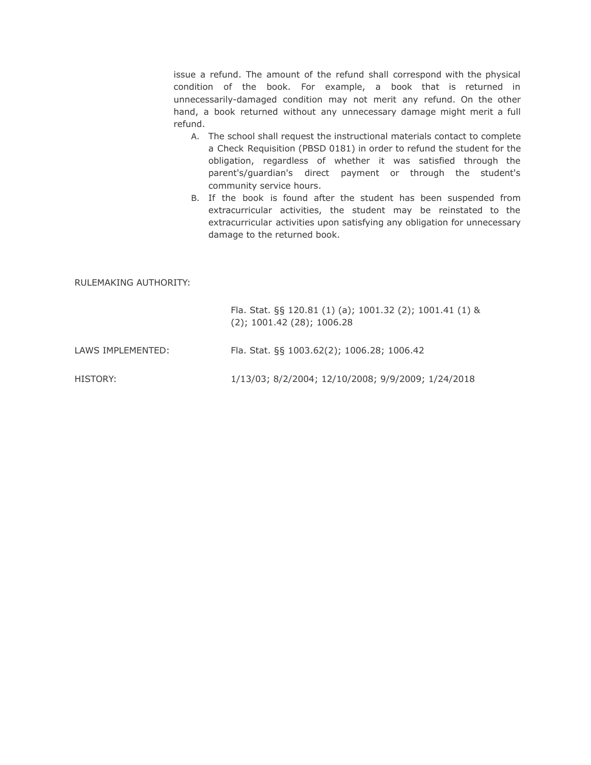issue a refund. The amount of the refund shall correspond with the physical condition of the book. For example, a book that is returned in unnecessarily-damaged condition may not merit any refund. On the other hand, a book returned without any unnecessary damage might merit a full refund.

A. The school shall request the instructional materials contact to complete a Check Requisition (PBSD 0181) in order to refund the student for the obligation, regardless of whether it was satisfied through the parent's/guardian's direct payment or through the student's community service hours.
B. If the book is found after the student has been suspended from extracurricular activities, the student may be reinstated to the extracurricular activities upon satisfying any obligation for unnecessary damage to the returned book.

RULEMAKING AUTHORITY: Fla. Stat. §§ 120.81 (1) (a); 1001.32 (2); 1001.41 (1) & (2); 1001.42 (28); 1006.28

LAWS IMPLEMENTED: Fla. Stat. §§ 1003.62(2); 1006.28; 1006.42

HISTORY: 1/13/03; 8/2/2004; 12/10/2008; 9/9/2009; 1/24/2018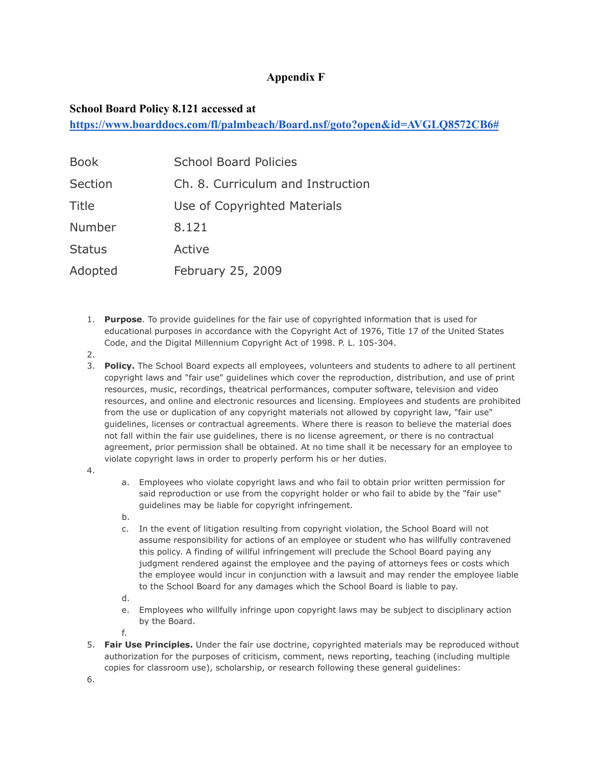# Appendix F

**School Board Policy 8.121 accessed at**
**https://www.boarddocs.com/fl/palmbeach/Board.nsf/goto?open&id=AVGLQ8572CB6#**

| | |
|---|---|
| Book | School Board Policies |
| Section | Ch. 8. Curriculum and Instruction |
| Title | Use of Copyrighted Materials |
| Number | 8.121 |
| Status | Active |
| Adopted | February 25, 2009 |

1. **Purpose**. To provide guidelines for the fair use of copyrighted information that is used for educational purposes in accordance with the Copyright Act of 1976, Title 17 of the United States Code, and the Digital Millennium Copyright Act of 1998. P. L. 105-304.
2. 
3. **Policy.** The School Board expects all employees, volunteers and students to adhere to all pertinent copyright laws and "fair use" guidelines which cover the reproduction, distribution, and use of print resources, music, recordings, theatrical performances, computer software, television and video resources, and online and electronic resources and licensing. Employees and students are prohibited from the use or duplication of any copyright materials not allowed by copyright law, "fair use" guidelines, licenses or contractual agreements. Where there is reason to believe the material does not fall within the fair use guidelines, there is no license agreement, or there is no contractual agreement, prior permission shall be obtained. At no time shall it be necessary for an employee to violate copyright laws in order to properly perform his or her duties.
4. 
    a. Employees who violate copyright laws and who fail to obtain prior written permission for said reproduction or use from the copyright holder or who fail to abide by the "fair use" guidelines may be liable for copyright infringement.
    b. 
    c. In the event of litigation resulting from copyright violation, the School Board will not assume responsibility for actions of an employee or student who has willfully contravened this policy. A finding of willful infringement will preclude the School Board paying any judgment rendered against the employee and the paying of attorneys fees or costs which the employee would incur in conjunction with a lawsuit and may render the employee liable to the School Board for any damages which the School Board is liable to pay.
    d. 
    e. Employees who willfully infringe upon copyright laws may be subject to disciplinary action by the Board.
    f. 
5. **Fair Use Principles.** Under the fair use doctrine, copyrighted materials may be reproduced without authorization for the purposes of criticism, comment, news reporting, teaching (including multiple copies for classroom use), scholarship, or research following these general guidelines:
6.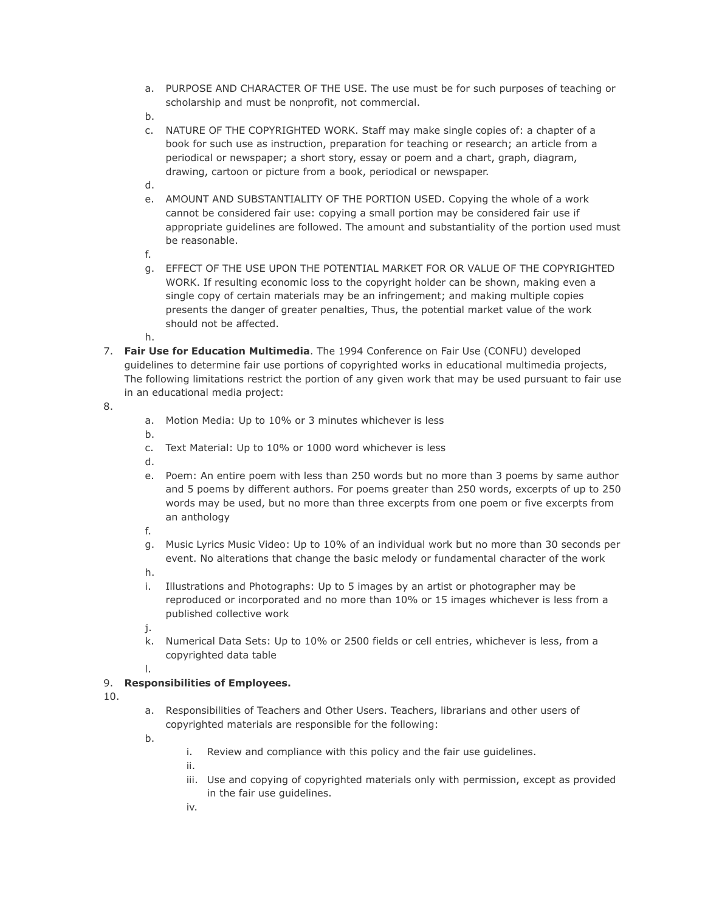a. PURPOSE AND CHARACTER OF THE USE. The use must be for such purposes of teaching or scholarship and must be nonprofit, not commercial.
b. 
c. NATURE OF THE COPYRIGHTED WORK. Staff may make single copies of: a chapter of a book for such use as instruction, preparation for teaching or research; an article from a periodical or newspaper; a short story, essay or poem and a chart, graph, diagram, drawing, cartoon or picture from a book, periodical or newspaper.
d. 
e. AMOUNT AND SUBSTANTIALITY OF THE PORTION USED. Copying the whole of a work cannot be considered fair use: copying a small portion may be considered fair use if appropriate guidelines are followed. The amount and substantiality of the portion used must be reasonable.
f. 
g. EFFECT OF THE USE UPON THE POTENTIAL MARKET FOR OR VALUE OF THE COPYRIGHTED WORK. If resulting economic loss to the copyright holder can be shown, making even a single copy of certain materials may be an infringement; and making multiple copies presents the danger of greater penalties, Thus, the potential market value of the work should not be affected.
h. 

7. **Fair Use for Education Multimedia**. The 1994 Conference on Fair Use (CONFU) developed guidelines to determine fair use portions of copyrighted works in educational multimedia projects, The following limitations restrict the portion of any given work that may be used pursuant to fair use in an educational media project:
8. 
   a. Motion Media: Up to 10% or 3 minutes whichever is less
   b. 
   c. Text Material: Up to 10% or 1000 word whichever is less
   d. 
   e. Poem: An entire poem with less than 250 words but no more than 3 poems by same author and 5 poems by different authors. For poems greater than 250 words, excerpts of up to 250 words may be used, but no more than three excerpts from one poem or five excerpts from an anthology
   f. 
   g. Music Lyrics Music Video: Up to 10% of an individual work but no more than 30 seconds per event. No alterations that change the basic melody or fundamental character of the work
   h. 
   i. Illustrations and Photographs: Up to 5 images by an artist or photographer may be reproduced or incorporated and no more than 10% or 15 images whichever is less from a published collective work
   j. 
   k. Numerical Data Sets: Up to 10% or 2500 fields or cell entries, whichever is less, from a copyrighted data table
   l. 
9. **Responsibilities of Employees.**
10. 
    a. Responsibilities of Teachers and Other Users. Teachers, librarians and other users of copyrighted materials are responsible for the following:
    b. 
       i. Review and compliance with this policy and the fair use guidelines.
       ii. 
       iii. Use and copying of copyrighted materials only with permission, except as provided in the fair use guidelines.
       iv.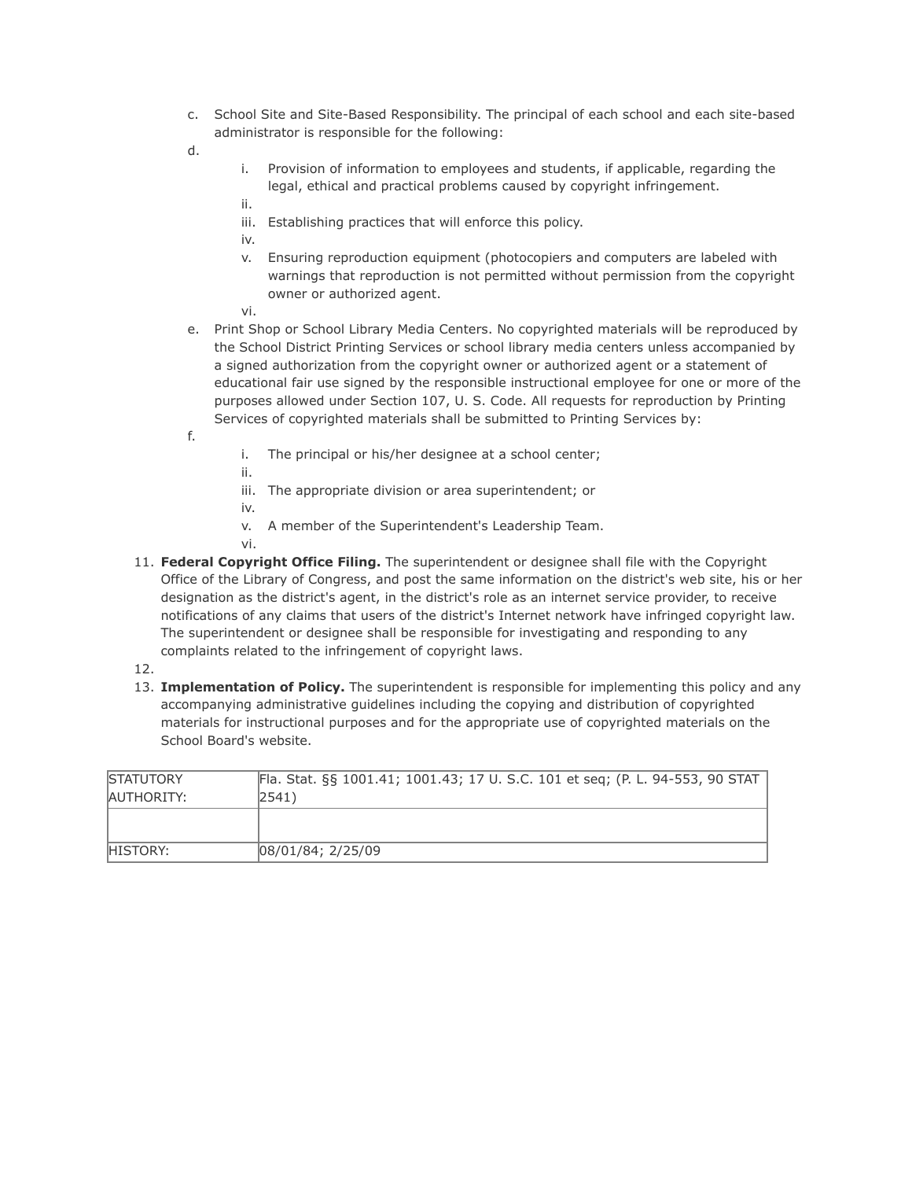c. School Site and Site-Based Responsibility. The principal of each school and each site-based administrator is responsible for the following:

d.
   i. Provision of information to employees and students, if applicable, regarding the legal, ethical and practical problems caused by copyright infringement.
   ii.
   iii. Establishing practices that will enforce this policy.
   iv.
   v. Ensuring reproduction equipment (photocopiers and computers are labeled with warnings that reproduction is not permitted without permission from the copyright owner or authorized agent.
   vi.

e. Print Shop or School Library Media Centers. No copyrighted materials will be reproduced by the School District Printing Services or school library media centers unless accompanied by a signed authorization from the copyright owner or authorized agent or a statement of educational fair use signed by the responsible instructional employee for one or more of the purposes allowed under Section 107, U. S. Code. All requests for reproduction by Printing Services of copyrighted materials shall be submitted to Printing Services by:

f.
   i. The principal or his/her designee at a school center;
   ii.
   iii. The appropriate division or area superintendent; or
   iv.
   v. A member of the Superintendent's Leadership Team.
   vi.

11. **Federal Copyright Office Filing.** The superintendent or designee shall file with the Copyright Office of the Library of Congress, and post the same information on the district's web site, his or her designation as the district's agent, in the district's role as an internet service provider, to receive notifications of any claims that users of the district's Internet network have infringed copyright law. The superintendent or designee shall be responsible for investigating and responding to any complaints related to the infringement of copyright laws.
12.
13. **Implementation of Policy.** The superintendent is responsible for implementing this policy and any accompanying administrative guidelines including the copying and distribution of copyrighted materials for instructional purposes and for the appropriate use of copyrighted materials on the School Board's website.

| | |
|---|---|
| STATUTORY AUTHORITY: | Fla. Stat. §§ 1001.41; 1001.43; 17 U. S.C. 101 et seq; (P. L. 94-553, 90 STAT 2541) |
| | |
| HISTORY: | 08/01/84; 2/25/09 |